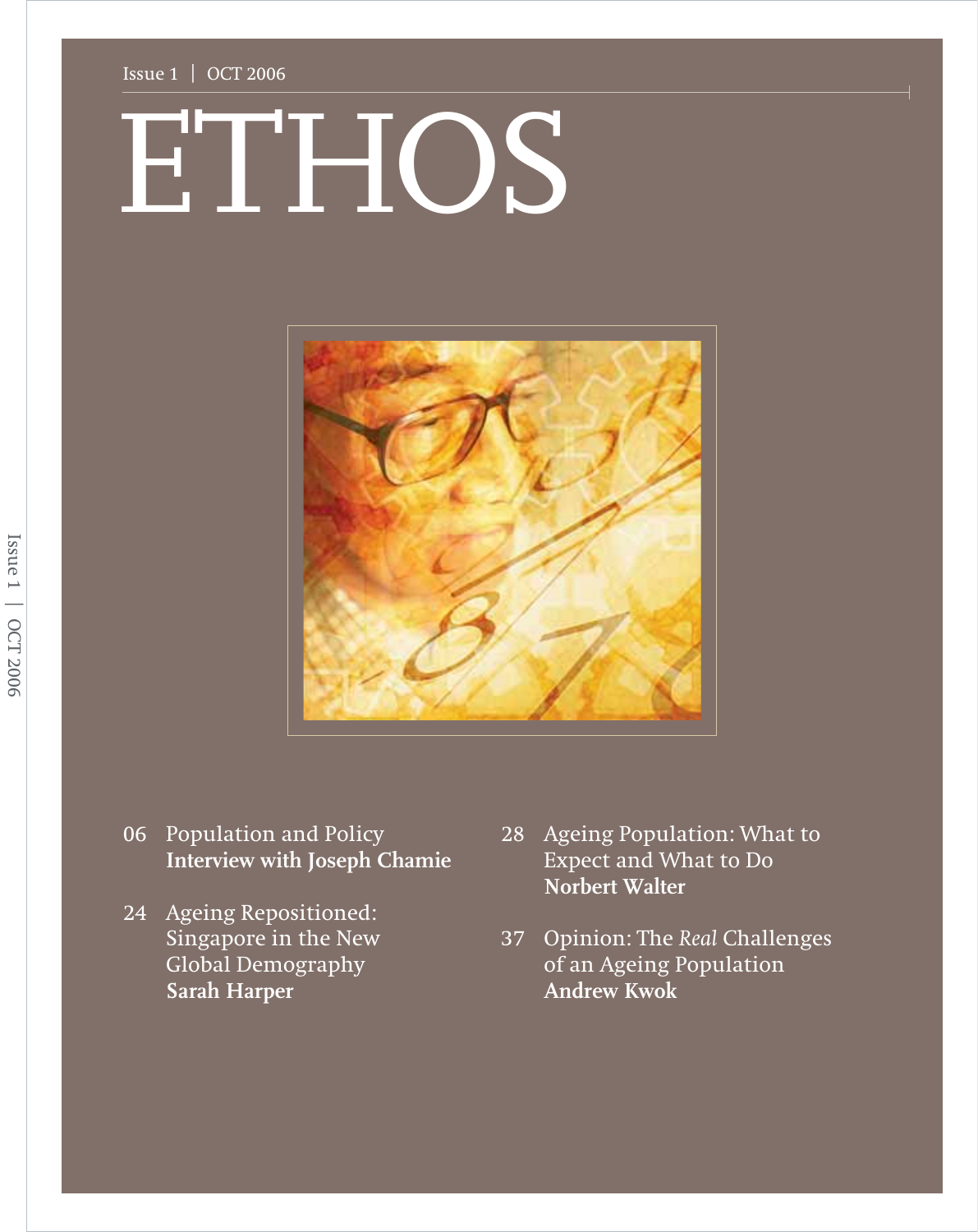Issue 1 | OCT 2006

# ETHOS

06 Population and Policy
**Interview with Joseph Chamie**

24 Ageing Repositioned: Singapore in the New Global Demography
**Sarah Harper**

28 Ageing Population: What to Expect and What to Do
**Norbert Walter**

37 Opinion: The *Real* Challenges of an Ageing Population
**Andrew Kwok**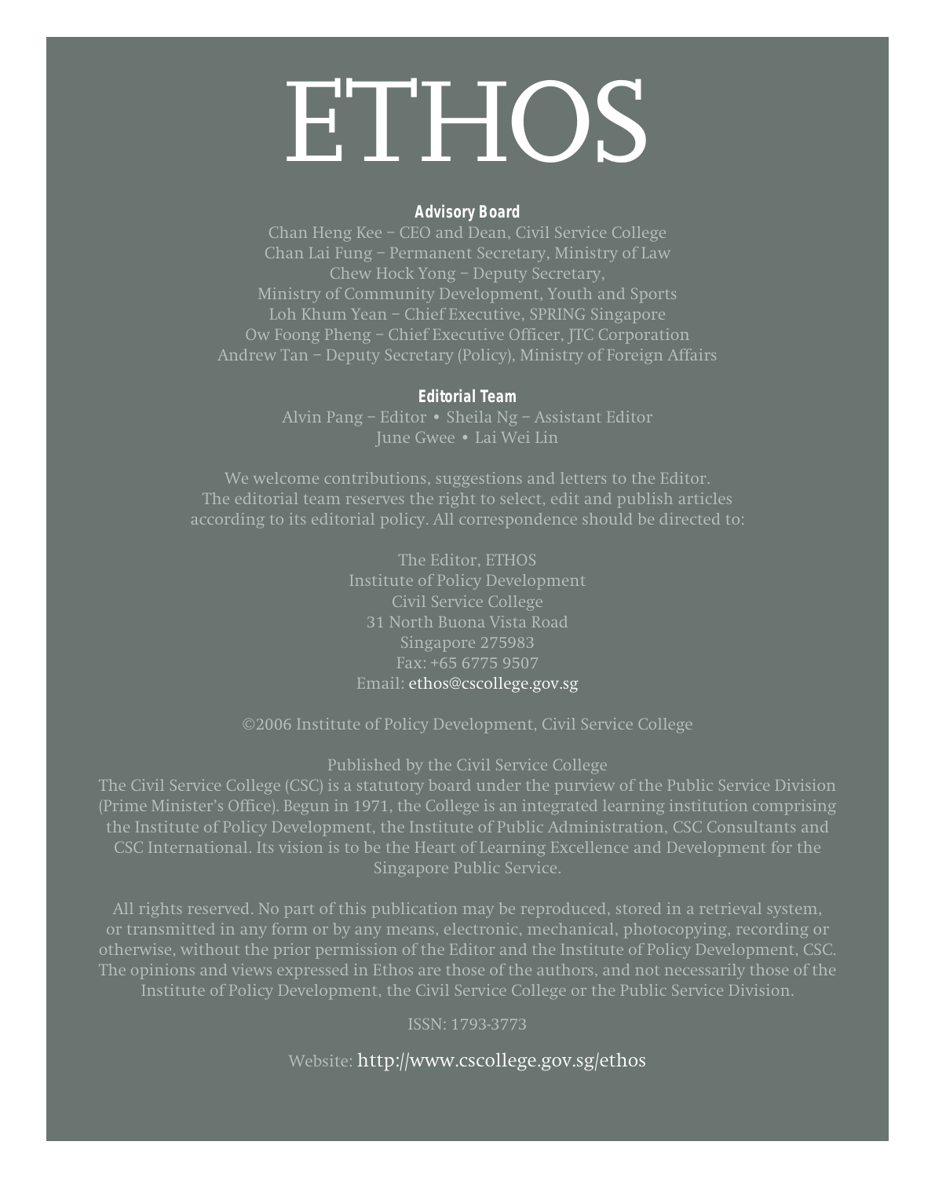# ETHOS

**Advisory Board**

Chan Heng Kee – CEO and Dean, Civil Service College
Chan Lai Fung – Permanent Secretary, Ministry of Law
Chew Hock Yong – Deputy Secretary,
Ministry of Community Development, Youth and Sports
Loh Khum Yean – Chief Executive, SPRING Singapore
Ow Foong Pheng – Chief Executive Officer, JTC Corporation
Andrew Tan – Deputy Secretary (Policy), Ministry of Foreign Affairs

**Editorial Team**

Alvin Pang – Editor • Sheila Ng – Assistant Editor
June Gwee • Lai Wei Lin

We welcome contributions, suggestions and letters to the Editor.
The editorial team reserves the right to select, edit and publish articles according to its editorial policy. All correspondence should be directed to:

The Editor, ETHOS
Institute of Policy Development
Civil Service College
31 North Buona Vista Road
Singapore 275983
Fax: +65 6775 9507
Email: ethos@cscollege.gov.sg

©2006 Institute of Policy Development, Civil Service College

Published by the Civil Service College
The Civil Service College (CSC) is a statutory board under the purview of the Public Service Division (Prime Minister's Office). Begun in 1971, the College is an integrated learning institution comprising the Institute of Policy Development, the Institute of Public Administration, CSC Consultants and CSC International. Its vision is to be the Heart of Learning Excellence and Development for the Singapore Public Service.

All rights reserved. No part of this publication may be reproduced, stored in a retrieval system, or transmitted in any form or by any means, electronic, mechanical, photocopying, recording or otherwise, without the prior permission of the Editor and the Institute of Policy Development, CSC. The opinions and views expressed in Ethos are those of the authors, and not necessarily those of the Institute of Policy Development, the Civil Service College or the Public Service Division.

ISSN: 1793-3773

Website: http://www.cscollege.gov.sg/ethos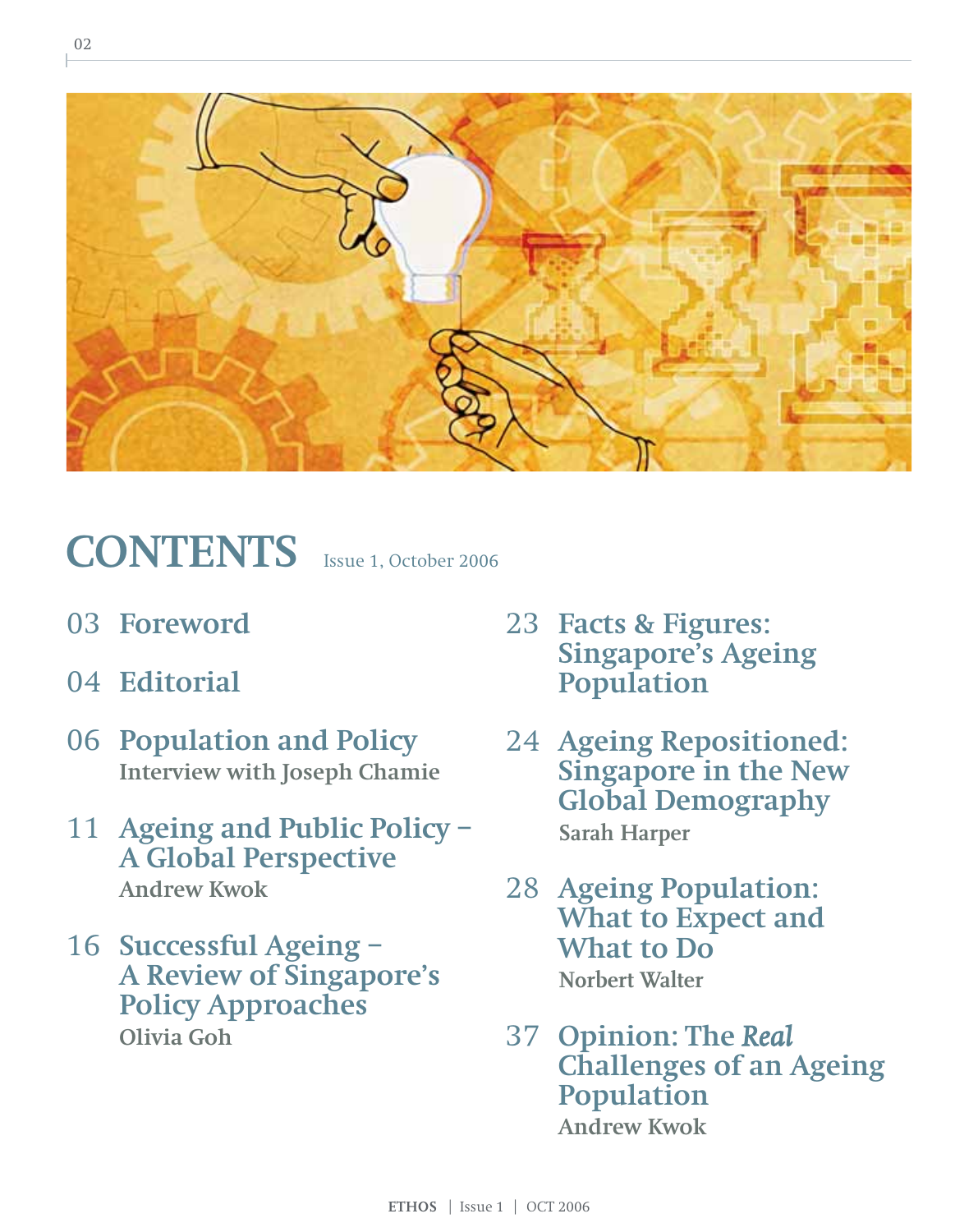# CONTENTS

Issue 1, October 2006

03 **Foreword**

04 **Editorial**

06 **Population and Policy**
Interview with Joseph Chamie

11 **Ageing and Public Policy – A Global Perspective**
Andrew Kwok

16 **Successful Ageing – A Review of Singapore's Policy Approaches**
Olivia Goh

23 **Facts & Figures: Singapore's Ageing Population**

24 **Ageing Repositioned: Singapore in the New Global Demography**
Sarah Harper

28 **Ageing Population: What to Expect and What to Do**
Norbert Walter

37 **Opinion: The *Real* Challenges of an Ageing Population**
Andrew Kwok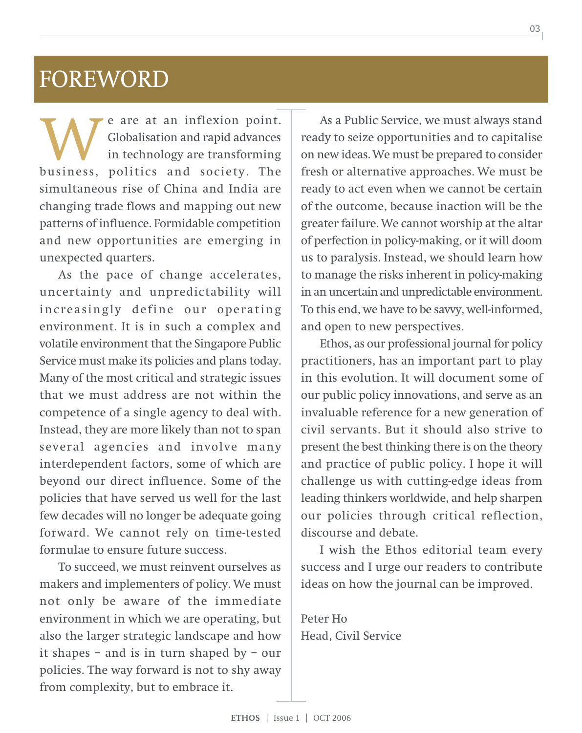# FOREWORD

We are at an inflexion point. Globalisation and rapid advances in technology are transforming business, politics and society. The simultaneous rise of China and India are changing trade flows and mapping out new patterns of influence. Formidable competition and new opportunities are emerging in unexpected quarters.

As the pace of change accelerates, uncertainty and unpredictability will increasingly define our operating environment. It is in such a complex and volatile environment that the Singapore Public Service must make its policies and plans today. Many of the most critical and strategic issues that we must address are not within the competence of a single agency to deal with. Instead, they are more likely than not to span several agencies and involve many interdependent factors, some of which are beyond our direct influence. Some of the policies that have served us well for the last few decades will no longer be adequate going forward. We cannot rely on time-tested formulae to ensure future success.

To succeed, we must reinvent ourselves as makers and implementers of policy. We must not only be aware of the immediate environment in which we are operating, but also the larger strategic landscape and how it shapes – and is in turn shaped by – our policies. The way forward is not to shy away from complexity, but to embrace it.

As a Public Service, we must always stand ready to seize opportunities and to capitalise on new ideas. We must be prepared to consider fresh or alternative approaches. We must be ready to act even when we cannot be certain of the outcome, because inaction will be the greater failure. We cannot worship at the altar of perfection in policy-making, or it will doom us to paralysis. Instead, we should learn how to manage the risks inherent in policy-making in an uncertain and unpredictable environment. To this end, we have to be savvy, well-informed, and open to new perspectives.

Ethos, as our professional journal for policy practitioners, has an important part to play in this evolution. It will document some of our public policy innovations, and serve as an invaluable reference for a new generation of civil servants. But it should also strive to present the best thinking there is on the theory and practice of public policy. I hope it will challenge us with cutting-edge ideas from leading thinkers worldwide, and help sharpen our policies through critical reflection, discourse and debate.

I wish the Ethos editorial team every success and I urge our readers to contribute ideas on how the journal can be improved.

Peter Ho
Head, Civil Service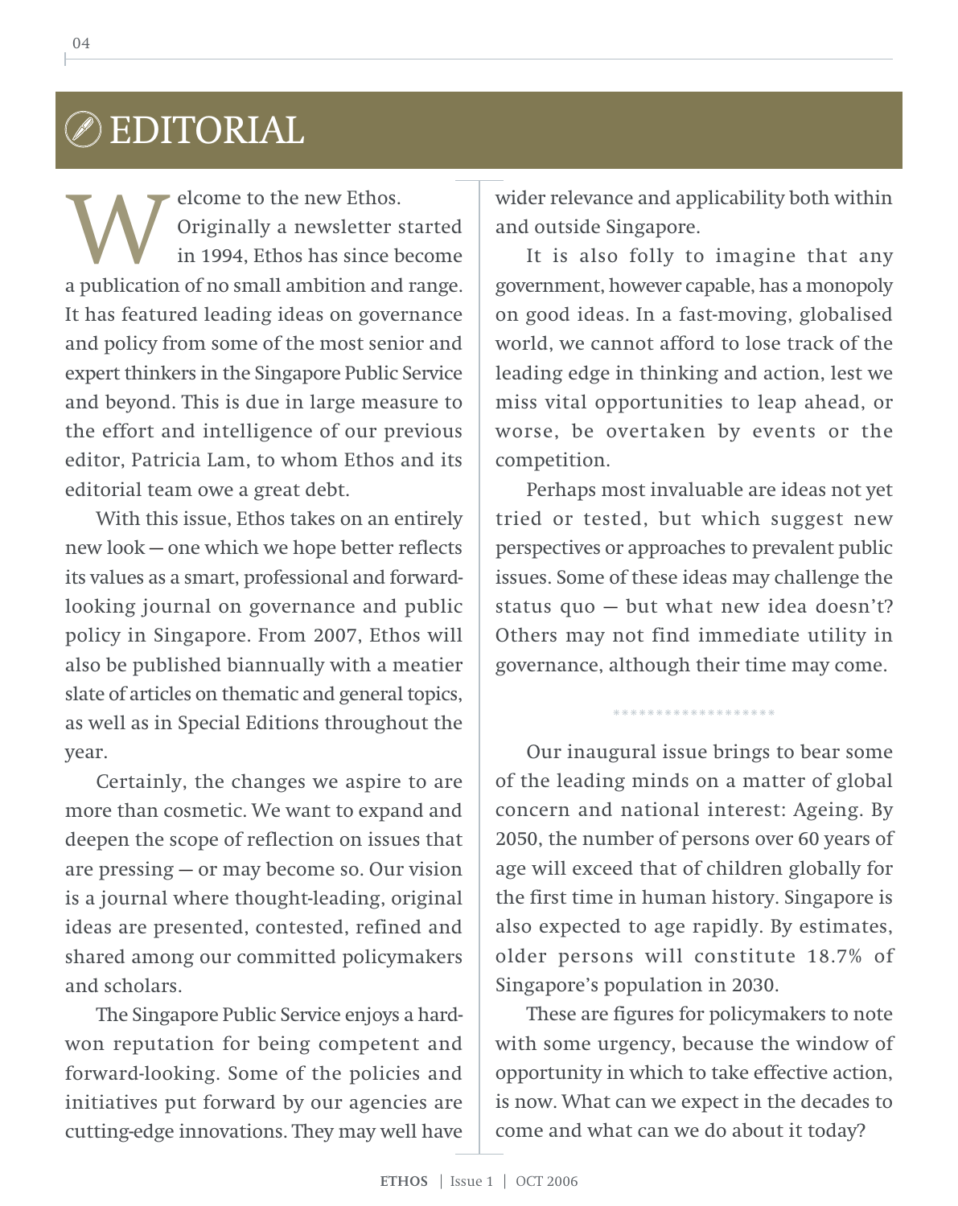# EDITORIAL

Welcome to the new Ethos. Originally a newsletter started in 1994, Ethos has since become a publication of no small ambition and range. It has featured leading ideas on governance and policy from some of the most senior and expert thinkers in the Singapore Public Service and beyond. This is due in large measure to the effort and intelligence of our previous editor, Patricia Lam, to whom Ethos and its editorial team owe a great debt.

With this issue, Ethos takes on an entirely new look — one which we hope better reflects its values as a smart, professional and forward-looking journal on governance and public policy in Singapore. From 2007, Ethos will also be published biannually with a meatier slate of articles on thematic and general topics, as well as in Special Editions throughout the year.

Certainly, the changes we aspire to are more than cosmetic. We want to expand and deepen the scope of reflection on issues that are pressing — or may become so. Our vision is a journal where thought-leading, original ideas are presented, contested, refined and shared among our committed policymakers and scholars.

The Singapore Public Service enjoys a hard-won reputation for being competent and forward-looking. Some of the policies and initiatives put forward by our agencies are cutting-edge innovations. They may well have wider relevance and applicability both within and outside Singapore.

It is also folly to imagine that any government, however capable, has a monopoly on good ideas. In a fast-moving, globalised world, we cannot afford to lose track of the leading edge in thinking and action, lest we miss vital opportunities to leap ahead, or worse, be overtaken by events or the competition.

Perhaps most invaluable are ideas not yet tried or tested, but which suggest new perspectives or approaches to prevalent public issues. Some of these ideas may challenge the status quo — but what new idea doesn't? Others may not find immediate utility in governance, although their time may come.

*******************

Our inaugural issue brings to bear some of the leading minds on a matter of global concern and national interest: Ageing. By 2050, the number of persons over 60 years of age will exceed that of children globally for the first time in human history. Singapore is also expected to age rapidly. By estimates, older persons will constitute 18.7% of Singapore's population in 2030.

These are figures for policymakers to note with some urgency, because the window of opportunity in which to take effective action, is now. What can we expect in the decades to come and what can we do about it today?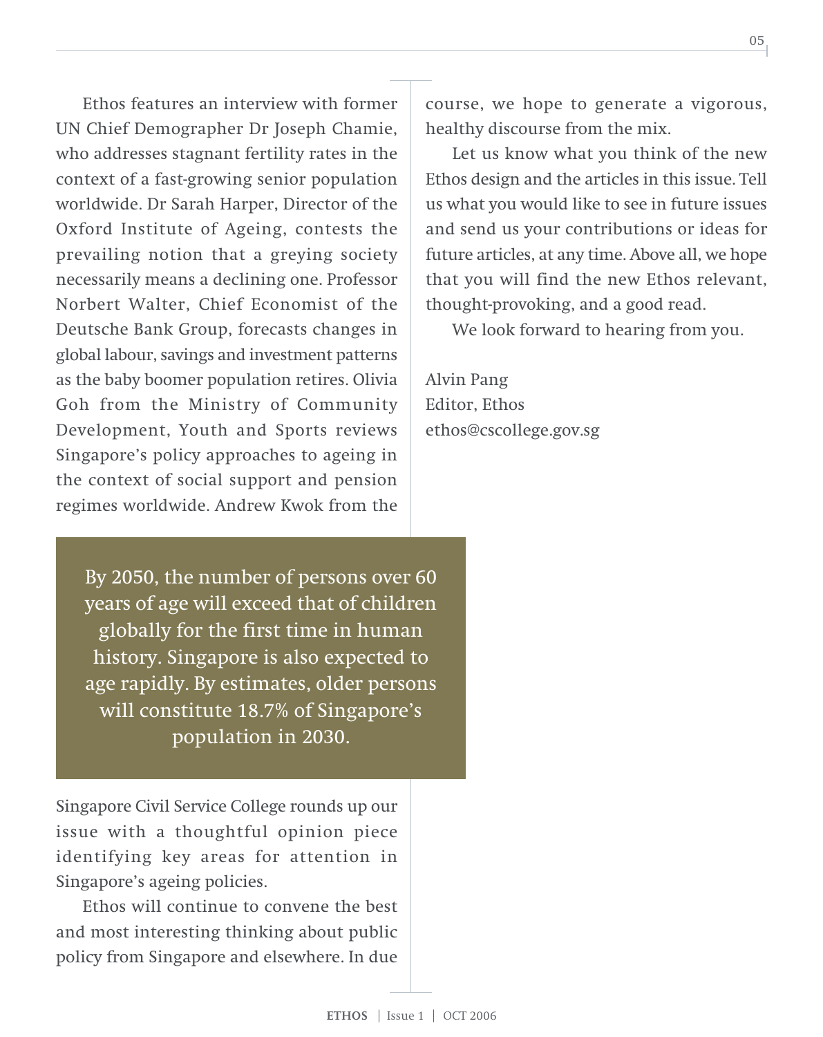Ethos features an interview with former UN Chief Demographer Dr Joseph Chamie, who addresses stagnant fertility rates in the context of a fast-growing senior population worldwide. Dr Sarah Harper, Director of the Oxford Institute of Ageing, contests the prevailing notion that a greying society necessarily means a declining one. Professor Norbert Walter, Chief Economist of the Deutsche Bank Group, forecasts changes in global labour, savings and investment patterns as the baby boomer population retires. Olivia Goh from the Ministry of Community Development, Youth and Sports reviews Singapore's policy approaches to ageing in the context of social support and pension regimes worldwide. Andrew Kwok from the Singapore Civil Service College rounds up our issue with a thoughtful opinion piece identifying key areas for attention in Singapore's ageing policies.

> By 2050, the number of persons over 60 years of age will exceed that of children globally for the first time in human history. Singapore is also expected to age rapidly. By estimates, older persons will constitute 18.7% of Singapore's population in 2030.

Ethos will continue to convene the best and most interesting thinking about public policy from Singapore and elsewhere. In due course, we hope to generate a vigorous, healthy discourse from the mix.

Let us know what you think of the new Ethos design and the articles in this issue. Tell us what you would like to see in future issues and send us your contributions or ideas for future articles, at any time. Above all, we hope that you will find the new Ethos relevant, thought-provoking, and a good read.

We look forward to hearing from you.

Alvin Pang
Editor, Ethos
ethos@cscollege.gov.sg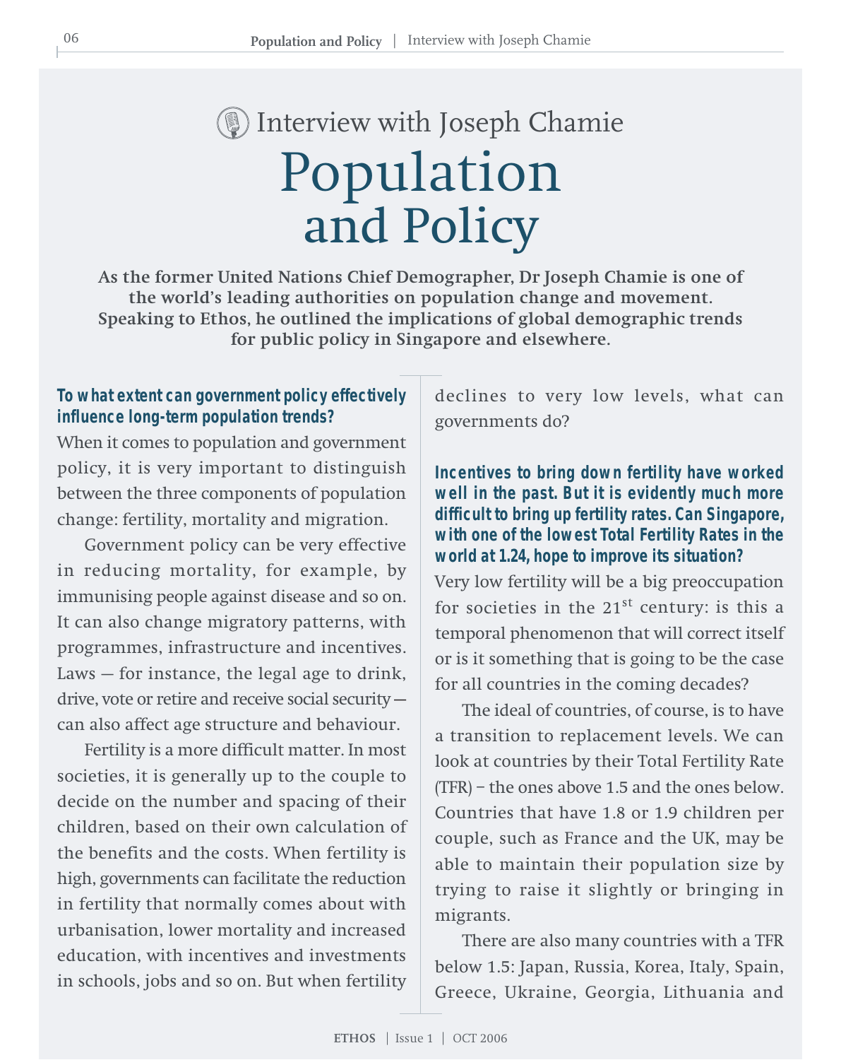# Interview with Joseph Chamie

# Population and Policy

**As the former United Nations Chief Demographer, Dr Joseph Chamie is one of the world's leading authorities on population change and movement. Speaking to Ethos, he outlined the implications of global demographic trends for public policy in Singapore and elsewhere.**

**To what extent can government policy effectively influence long-term population trends?**

When it comes to population and government policy, it is very important to distinguish between the three components of population change: fertility, mortality and migration.

Government policy can be very effective in reducing mortality, for example, by immunising people against disease and so on. It can also change migratory patterns, with programmes, infrastructure and incentives. Laws — for instance, the legal age to drink, drive, vote or retire and receive social security — can also affect age structure and behaviour.

Fertility is a more difficult matter. In most societies, it is generally up to the couple to decide on the number and spacing of their children, based on their own calculation of the benefits and the costs. When fertility is high, governments can facilitate the reduction in fertility that normally comes about with urbanisation, lower mortality and increased education, with incentives and investments in schools, jobs and so on. But when fertility declines to very low levels, what can governments do?

**Incentives to bring down fertility have worked well in the past. But it is evidently much more difficult to bring up fertility rates. Can Singapore, with one of the lowest Total Fertility Rates in the world at 1.24, hope to improve its situation?**

Very low fertility will be a big preoccupation for societies in the 21st century: is this a temporal phenomenon that will correct itself or is it something that is going to be the case for all countries in the coming decades?

The ideal of countries, of course, is to have a transition to replacement levels. We can look at countries by their Total Fertility Rate (TFR) – the ones above 1.5 and the ones below. Countries that have 1.8 or 1.9 children per couple, such as France and the UK, may be able to maintain their population size by trying to raise it slightly or bringing in migrants.

There are also many countries with a TFR below 1.5: Japan, Russia, Korea, Italy, Spain, Greece, Ukraine, Georgia, Lithuania and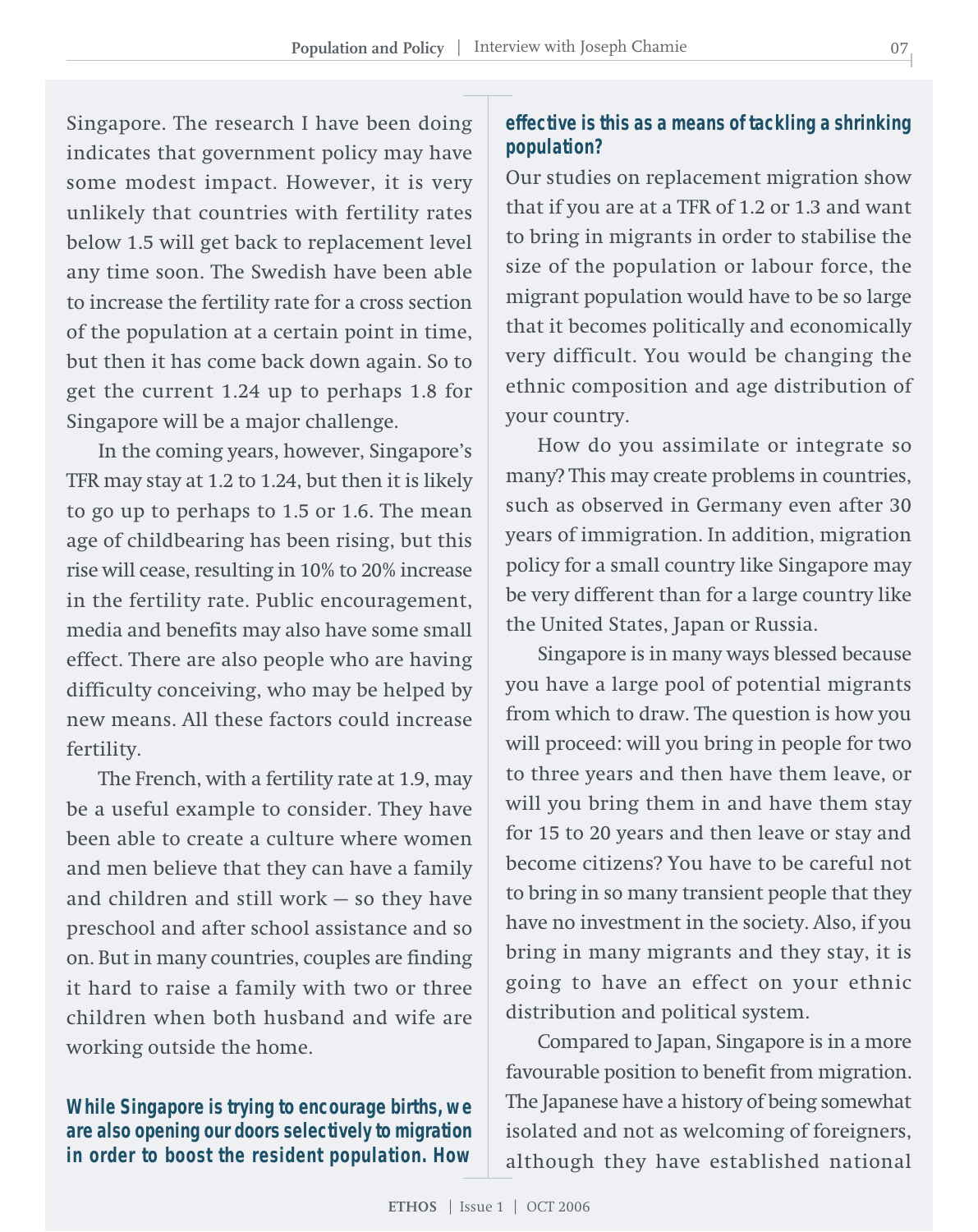Singapore. The research I have been doing indicates that government policy may have some modest impact. However, it is very unlikely that countries with fertility rates below 1.5 will get back to replacement level any time soon. The Swedish have been able to increase the fertility rate for a cross section of the population at a certain point in time, but then it has come back down again. So to get the current 1.24 up to perhaps 1.8 for Singapore will be a major challenge.

In the coming years, however, Singapore's TFR may stay at 1.2 to 1.24, but then it is likely to go up to perhaps to 1.5 or 1.6. The mean age of childbearing has been rising, but this rise will cease, resulting in 10% to 20% increase in the fertility rate. Public encouragement, media and benefits may also have some small effect. There are also people who are having difficulty conceiving, who may be helped by new means. All these factors could increase fertility.

The French, with a fertility rate at 1.9, may be a useful example to consider. They have been able to create a culture where women and men believe that they can have a family and children and still work — so they have preschool and after school assistance and so on. But in many countries, couples are finding it hard to raise a family with two or three children when both husband and wife are working outside the home.

**While Singapore is trying to encourage births, we are also opening our doors selectively to migration in order to boost the resident population. How effective is this as a means of tackling a shrinking population?**

Our studies on replacement migration show that if you are at a TFR of 1.2 or 1.3 and want to bring in migrants in order to stabilise the size of the population or labour force, the migrant population would have to be so large that it becomes politically and economically very difficult. You would be changing the ethnic composition and age distribution of your country.

How do you assimilate or integrate so many? This may create problems in countries, such as observed in Germany even after 30 years of immigration. In addition, migration policy for a small country like Singapore may be very different than for a large country like the United States, Japan or Russia.

Singapore is in many ways blessed because you have a large pool of potential migrants from which to draw. The question is how you will proceed: will you bring in people for two to three years and then have them leave, or will you bring them in and have them stay for 15 to 20 years and then leave or stay and become citizens? You have to be careful not to bring in so many transient people that they have no investment in the society. Also, if you bring in many migrants and they stay, it is going to have an effect on your ethnic distribution and political system.

Compared to Japan, Singapore is in a more favourable position to benefit from migration. The Japanese have a history of being somewhat isolated and not as welcoming of foreigners, although they have established national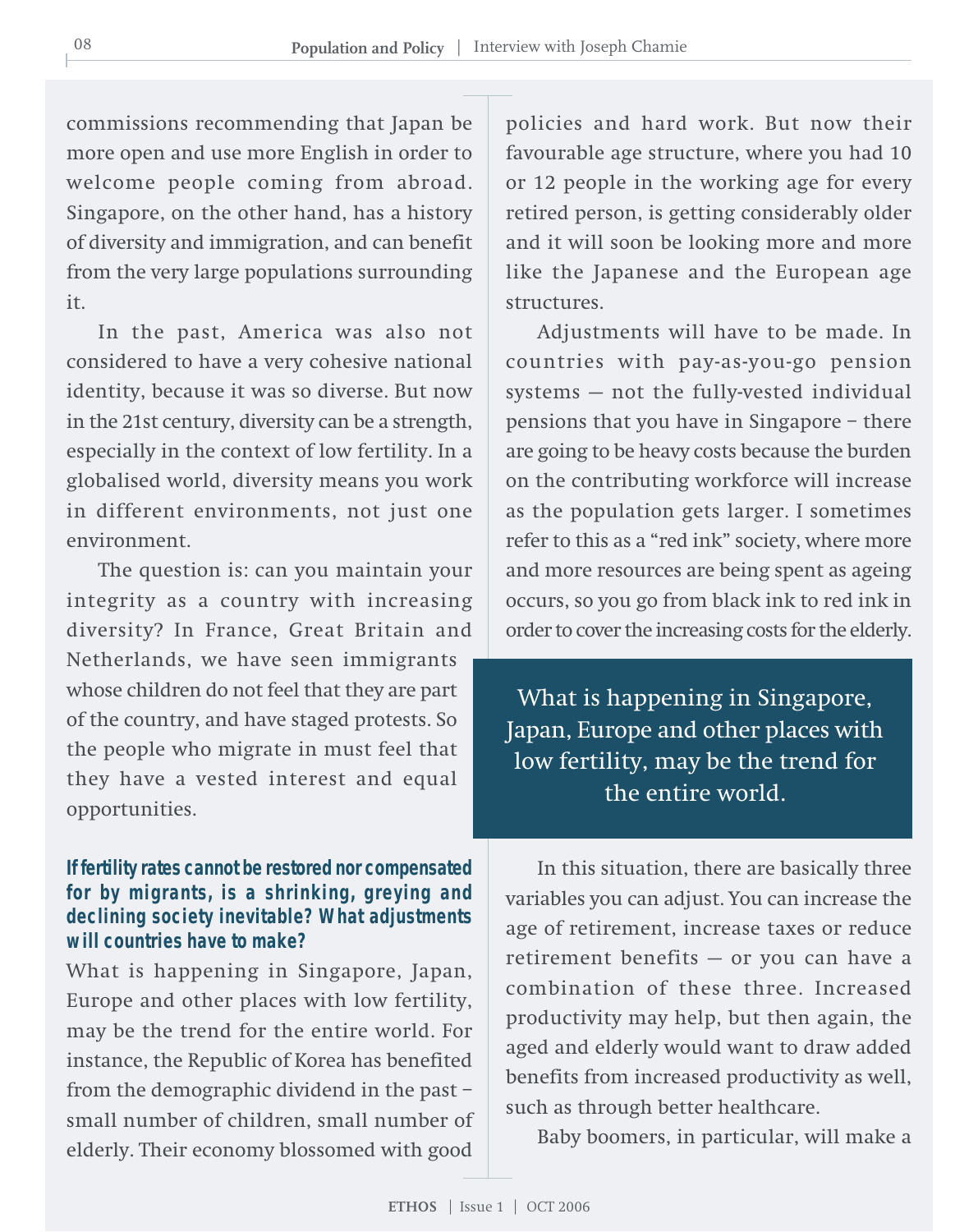commissions recommending that Japan be more open and use more English in order to welcome people coming from abroad. Singapore, on the other hand, has a history of diversity and immigration, and can benefit from the very large populations surrounding it.

In the past, America was also not considered to have a very cohesive national identity, because it was so diverse. But now in the 21st century, diversity can be a strength, especially in the context of low fertility. In a globalised world, diversity means you work in different environments, not just one environment.

The question is: can you maintain your integrity as a country with increasing diversity? In France, Great Britain and Netherlands, we have seen immigrants whose children do not feel that they are part of the country, and have staged protests. So the people who migrate in must feel that they have a vested interest and equal opportunities.

**If fertility rates cannot be restored nor compensated for by migrants, is a shrinking, greying and declining society inevitable? What adjustments will countries have to make?**

What is happening in Singapore, Japan, Europe and other places with low fertility, may be the trend for the entire world. For instance, the Republic of Korea has benefited from the demographic dividend in the past – small number of children, small number of elderly. Their economy blossomed with good policies and hard work. But now their favourable age structure, where you had 10 or 12 people in the working age for every retired person, is getting considerably older and it will soon be looking more and more like the Japanese and the European age structures.

Adjustments will have to be made. In countries with pay-as-you-go pension systems — not the fully-vested individual pensions that you have in Singapore – there are going to be heavy costs because the burden on the contributing workforce will increase as the population gets larger. I sometimes refer to this as a "red ink" society, where more and more resources are being spent as ageing occurs, so you go from black ink to red ink in order to cover the increasing costs for the elderly.

> What is happening in Singapore, Japan, Europe and other places with low fertility, may be the trend for the entire world.

In this situation, there are basically three variables you can adjust. You can increase the age of retirement, increase taxes or reduce retirement benefits — or you can have a combination of these three. Increased productivity may help, but then again, the aged and elderly would want to draw added benefits from increased productivity as well, such as through better healthcare.

Baby boomers, in particular, will make a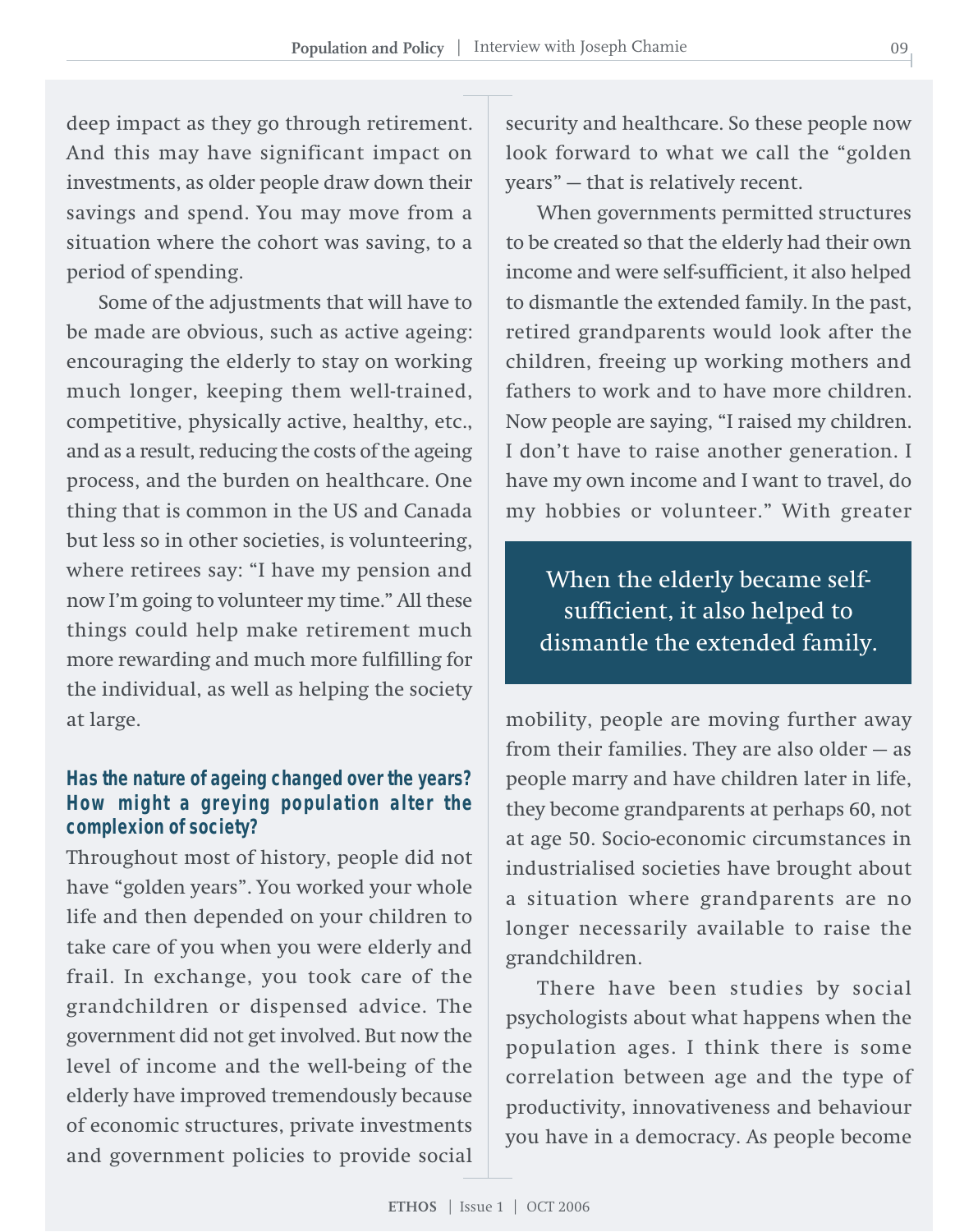deep impact as they go through retirement. And this may have significant impact on investments, as older people draw down their savings and spend. You may move from a situation where the cohort was saving, to a period of spending.

Some of the adjustments that will have to be made are obvious, such as active ageing: encouraging the elderly to stay on working much longer, keeping them well-trained, competitive, physically active, healthy, etc., and as a result, reducing the costs of the ageing process, and the burden on healthcare. One thing that is common in the US and Canada but less so in other societies, is volunteering, where retirees say: "I have my pension and now I'm going to volunteer my time." All these things could help make retirement much more rewarding and much more fulfilling for the individual, as well as helping the society at large.

**Has the nature of ageing changed over the years? How might a greying population alter the complexion of society?**

Throughout most of history, people did not have "golden years". You worked your whole life and then depended on your children to take care of you when you were elderly and frail. In exchange, you took care of the grandchildren or dispensed advice. The government did not get involved. But now the level of income and the well-being of the elderly have improved tremendously because of economic structures, private investments and government policies to provide social security and healthcare. So these people now look forward to what we call the "golden years" — that is relatively recent.

When governments permitted structures to be created so that the elderly had their own income and were self-sufficient, it also helped to dismantle the extended family. In the past, retired grandparents would look after the children, freeing up working mothers and fathers to work and to have more children. Now people are saying, "I raised my children. I don't have to raise another generation. I have my own income and I want to travel, do my hobbies or volunteer." With greater mobility, people are moving further away from their families. They are also older — as people marry and have children later in life, they become grandparents at perhaps 60, not at age 50. Socio-economic circumstances in industrialised societies have brought about a situation where grandparents are no longer necessarily available to raise the grandchildren.

> When the elderly became self-sufficient, it also helped to dismantle the extended family.

There have been studies by social psychologists about what happens when the population ages. I think there is some correlation between age and the type of productivity, innovativeness and behaviour you have in a democracy. As people become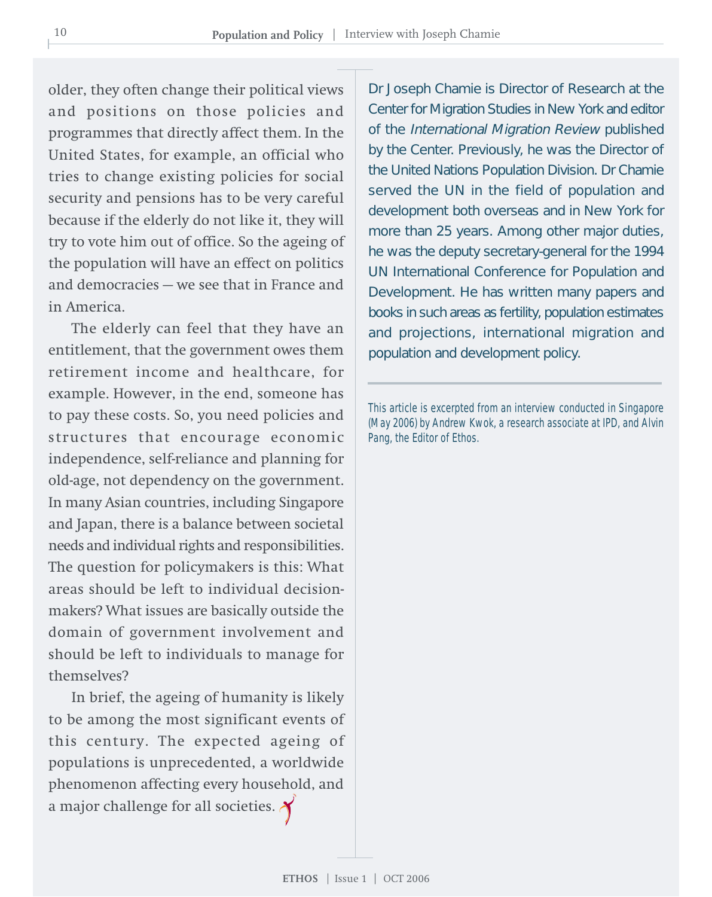older, they often change their political views and positions on those policies and programmes that directly affect them. In the United States, for example, an official who tries to change existing policies for social security and pensions has to be very careful because if the elderly do not like it, they will try to vote him out of office. So the ageing of the population will have an effect on politics and democracies — we see that in France and in America.

The elderly can feel that they have an entitlement, that the government owes them retirement income and healthcare, for example. However, in the end, someone has to pay these costs. So, you need policies and structures that encourage economic independence, self-reliance and planning for old-age, not dependency on the government. In many Asian countries, including Singapore and Japan, there is a balance between societal needs and individual rights and responsibilities. The question for policymakers is this: What areas should be left to individual decision-makers? What issues are basically outside the domain of government involvement and should be left to individuals to manage for themselves?

In brief, the ageing of humanity is likely to be among the most significant events of this century. The expected ageing of populations is unprecedented, a worldwide phenomenon affecting every household, and a major challenge for all societies.

Dr Joseph Chamie is Director of Research at the Center for Migration Studies in New York and editor of the *International Migration Review* published by the Center. Previously, he was the Director of the United Nations Population Division. Dr Chamie served the UN in the field of population and development both overseas and in New York for more than 25 years. Among other major duties, he was the deputy secretary-general for the 1994 UN International Conference for Population and Development. He has written many papers and books in such areas as fertility, population estimates and projections, international migration and population and development policy.

*This article is excerpted from an interview conducted in Singapore (May 2006) by Andrew Kwok, a research associate at IPD, and Alvin Pang, the Editor of Ethos.*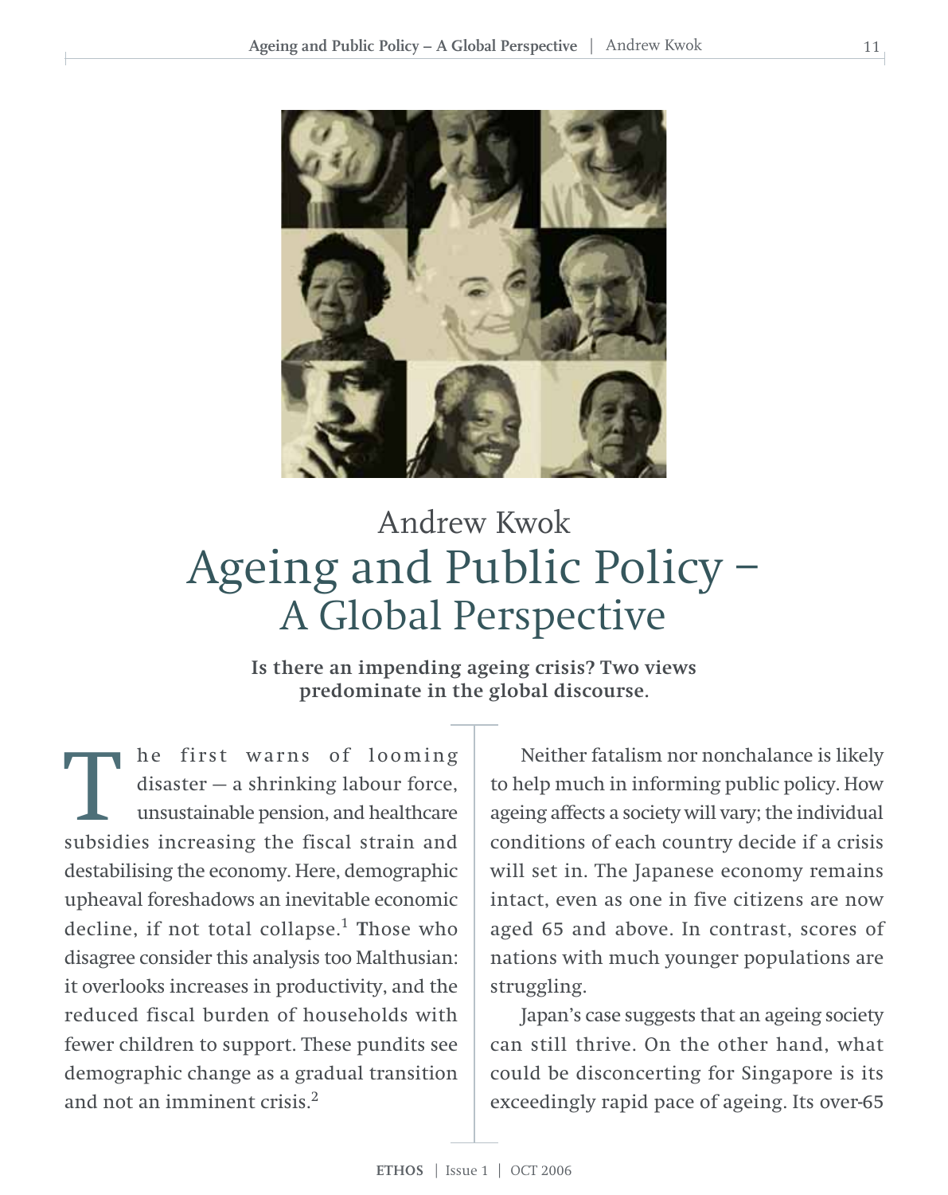Andrew Kwok

# Ageing and Public Policy – A Global Perspective

**Is there an impending ageing crisis? Two views predominate in the global discourse.**

The first warns of looming disaster — a shrinking labour force, unsustainable pension, and healthcare subsidies increasing the fiscal strain and destabilising the economy. Here, demographic upheaval foreshadows an inevitable economic decline, if not total collapse.[1] Those who disagree consider this analysis too Malthusian: it overlooks increases in productivity, and the reduced fiscal burden of households with fewer children to support. These pundits see demographic change as a gradual transition and not an imminent crisis.[2]

Neither fatalism nor nonchalance is likely to help much in informing public policy. How ageing affects a society will vary; the individual conditions of each country decide if a crisis will set in. The Japanese economy remains intact, even as one in five citizens are now aged 65 and above. In contrast, scores of nations with much younger populations are struggling.

Japan's case suggests that an ageing society can still thrive. On the other hand, what could be disconcerting for Singapore is its exceedingly rapid pace of ageing. Its over-65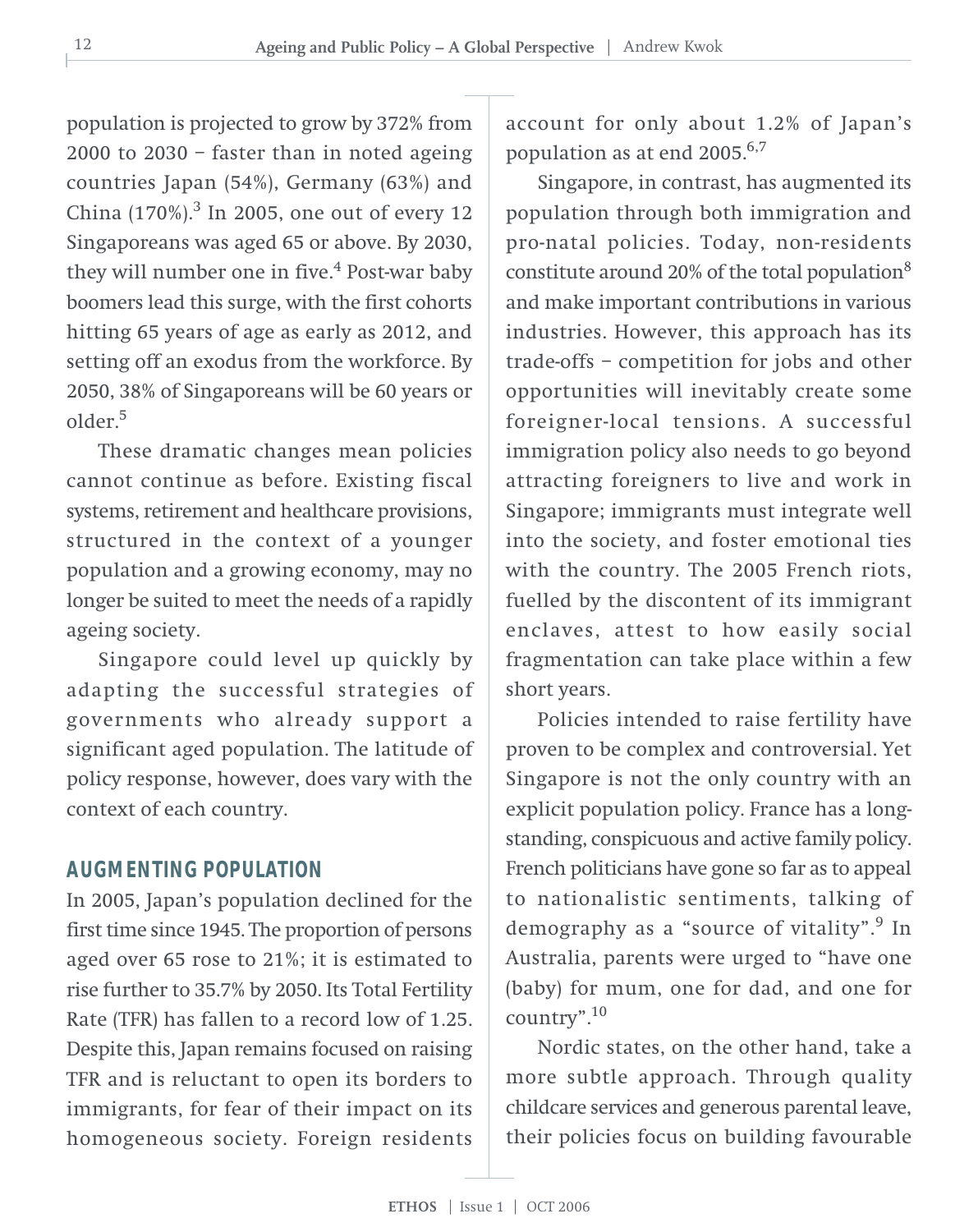population is projected to grow by 372% from 2000 to 2030 – faster than in noted ageing countries Japan (54%), Germany (63%) and China (170%).[3] In 2005, one out of every 12 Singaporeans was aged 65 or above. By 2030, they will number one in five.[4] Post-war baby boomers lead this surge, with the first cohorts hitting 65 years of age as early as 2012, and setting off an exodus from the workforce. By 2050, 38% of Singaporeans will be 60 years or older.[5]

These dramatic changes mean policies cannot continue as before. Existing fiscal systems, retirement and healthcare provisions, structured in the context of a younger population and a growing economy, may no longer be suited to meet the needs of a rapidly ageing society.

Singapore could level up quickly by adapting the successful strategies of governments who already support a significant aged population. The latitude of policy response, however, does vary with the context of each country.

## AUGMENTING POPULATION

In 2005, Japan's population declined for the first time since 1945. The proportion of persons aged over 65 rose to 21%; it is estimated to rise further to 35.7% by 2050. Its Total Fertility Rate (TFR) has fallen to a record low of 1.25. Despite this, Japan remains focused on raising TFR and is reluctant to open its borders to immigrants, for fear of their impact on its homogeneous society. Foreign residents account for only about 1.2% of Japan's population as at end 2005.[6,7]

Singapore, in contrast, has augmented its population through both immigration and pro-natal policies. Today, non-residents constitute around 20% of the total population[8] and make important contributions in various industries. However, this approach has its trade-offs – competition for jobs and other opportunities will inevitably create some foreigner-local tensions. A successful immigration policy also needs to go beyond attracting foreigners to live and work in Singapore; immigrants must integrate well into the society, and foster emotional ties with the country. The 2005 French riots, fuelled by the discontent of its immigrant enclaves, attest to how easily social fragmentation can take place within a few short years.

Policies intended to raise fertility have proven to be complex and controversial. Yet Singapore is not the only country with an explicit population policy. France has a long-standing, conspicuous and active family policy. French politicians have gone so far as to appeal to nationalistic sentiments, talking of demography as a "source of vitality".[9] In Australia, parents were urged to "have one (baby) for mum, one for dad, and one for country".[10]

Nordic states, on the other hand, take a more subtle approach. Through quality childcare services and generous parental leave, their policies focus on building favourable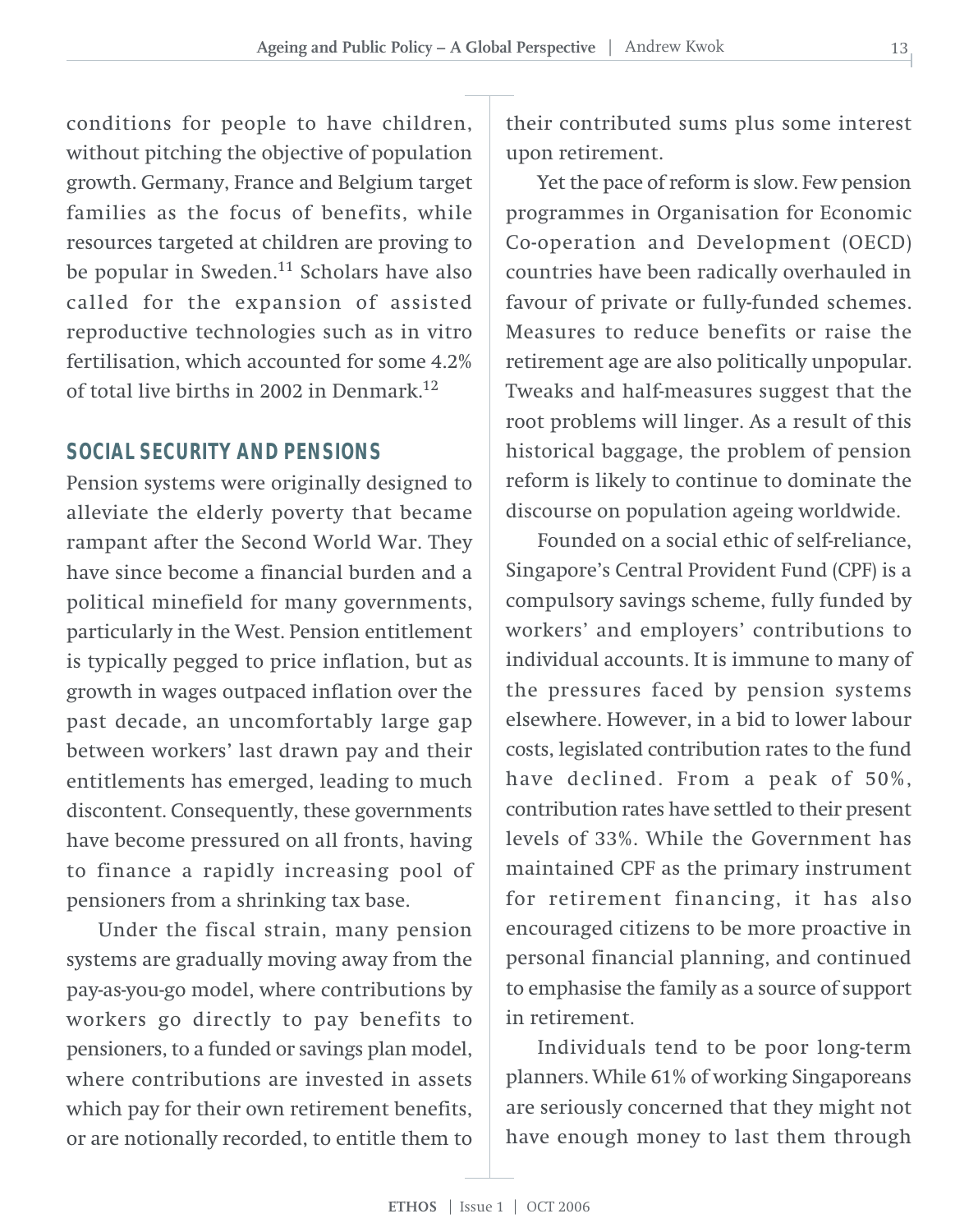conditions for people to have children, without pitching the objective of population growth. Germany, France and Belgium target families as the focus of benefits, while resources targeted at children are proving to be popular in Sweden.[11] Scholars have also called for the expansion of assisted reproductive technologies such as in vitro fertilisation, which accounted for some 4.2% of total live births in 2002 in Denmark.[12]

## SOCIAL SECURITY AND PENSIONS

Pension systems were originally designed to alleviate the elderly poverty that became rampant after the Second World War. They have since become a financial burden and a political minefield for many governments, particularly in the West. Pension entitlement is typically pegged to price inflation, but as growth in wages outpaced inflation over the past decade, an uncomfortably large gap between workers' last drawn pay and their entitlements has emerged, leading to much discontent. Consequently, these governments have become pressured on all fronts, having to finance a rapidly increasing pool of pensioners from a shrinking tax base.

Under the fiscal strain, many pension systems are gradually moving away from the pay-as-you-go model, where contributions by workers go directly to pay benefits to pensioners, to a funded or savings plan model, where contributions are invested in assets which pay for their own retirement benefits, or are notionally recorded, to entitle them to their contributed sums plus some interest upon retirement.

Yet the pace of reform is slow. Few pension programmes in Organisation for Economic Co-operation and Development (OECD) countries have been radically overhauled in favour of private or fully-funded schemes. Measures to reduce benefits or raise the retirement age are also politically unpopular. Tweaks and half-measures suggest that the root problems will linger. As a result of this historical baggage, the problem of pension reform is likely to continue to dominate the discourse on population ageing worldwide.

Founded on a social ethic of self-reliance, Singapore's Central Provident Fund (CPF) is a compulsory savings scheme, fully funded by workers' and employers' contributions to individual accounts. It is immune to many of the pressures faced by pension systems elsewhere. However, in a bid to lower labour costs, legislated contribution rates to the fund have declined. From a peak of 50%, contribution rates have settled to their present levels of 33%. While the Government has maintained CPF as the primary instrument for retirement financing, it has also encouraged citizens to be more proactive in personal financial planning, and continued to emphasise the family as a source of support in retirement.

Individuals tend to be poor long-term planners. While 61% of working Singaporeans are seriously concerned that they might not have enough money to last them through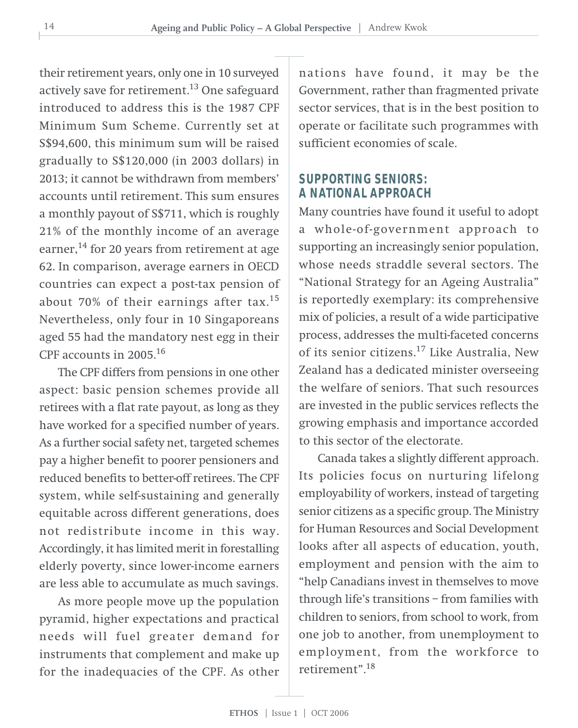their retirement years, only one in 10 surveyed actively save for retirement.[13] One safeguard introduced to address this is the 1987 CPF Minimum Sum Scheme. Currently set at S$94,600, this minimum sum will be raised gradually to S$120,000 (in 2003 dollars) in 2013; it cannot be withdrawn from members' accounts until retirement. This sum ensures a monthly payout of S$711, which is roughly 21% of the monthly income of an average earner,[14] for 20 years from retirement at age 62. In comparison, average earners in OECD countries can expect a post-tax pension of about 70% of their earnings after tax.[15] Nevertheless, only four in 10 Singaporeans aged 55 had the mandatory nest egg in their CPF accounts in 2005.[16]

The CPF differs from pensions in one other aspect: basic pension schemes provide all retirees with a flat rate payout, as long as they have worked for a specified number of years. As a further social safety net, targeted schemes pay a higher benefit to poorer pensioners and reduced benefits to better-off retirees. The CPF system, while self-sustaining and generally equitable across different generations, does not redistribute income in this way. Accordingly, it has limited merit in forestalling elderly poverty, since lower-income earners are less able to accumulate as much savings.

As more people move up the population pyramid, higher expectations and practical needs will fuel greater demand for instruments that complement and make up for the inadequacies of the CPF. As other nations have found, it may be the Government, rather than fragmented private sector services, that is in the best position to operate or facilitate such programmes with sufficient economies of scale.

## SUPPORTING SENIORS: A NATIONAL APPROACH

Many countries have found it useful to adopt a whole-of-government approach to supporting an increasingly senior population, whose needs straddle several sectors. The "National Strategy for an Ageing Australia" is reportedly exemplary: its comprehensive mix of policies, a result of a wide participative process, addresses the multi-faceted concerns of its senior citizens.[17] Like Australia, New Zealand has a dedicated minister overseeing the welfare of seniors. That such resources are invested in the public services reflects the growing emphasis and importance accorded to this sector of the electorate.

Canada takes a slightly different approach. Its policies focus on nurturing lifelong employability of workers, instead of targeting senior citizens as a specific group. The Ministry for Human Resources and Social Development looks after all aspects of education, youth, employment and pension with the aim to "help Canadians invest in themselves to move through life's transitions – from families with children to seniors, from school to work, from one job to another, from unemployment to employment, from the workforce to retirement".[18]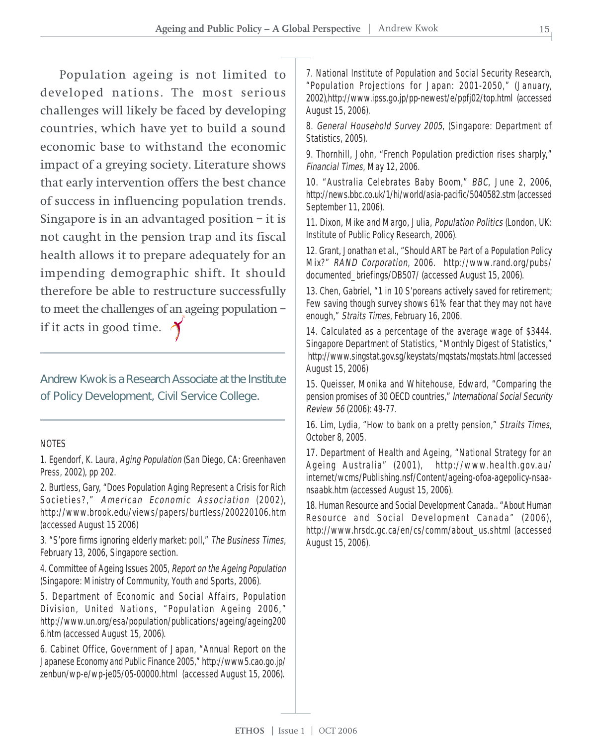Population ageing is not limited to developed nations. The most serious challenges will likely be faced by developing countries, which have yet to build a sound economic base to withstand the economic impact of a greying society. Literature shows that early intervention offers the best chance of success in influencing population trends. Singapore is in an advantaged position – it is not caught in the pension trap and its fiscal health allows it to prepare adequately for an impending demographic shift. It should therefore be able to restructure successfully to meet the challenges of an ageing population – if it acts in good time.

---

Andrew Kwok is a Research Associate at the Institute of Policy Development, Civil Service College.

---

NOTES

1. Egendorf, K. Laura, *Aging Population* (San Diego, CA: Greenhaven Press, 2002), pp 202.

2. Burtless, Gary, "Does Population Aging Represent a Crisis for Rich Societies?," *American Economic Association* (2002), http://www.brook.edu/views/papers/burtless/200220106.htm (accessed August 15 2006)

3. "S'pore firms ignoring elderly market: poll," *The Business Times*, February 13, 2006, Singapore section.

4. Committee of Ageing Issues 2005, *Report on the Ageing Population* (Singapore: Ministry of Community, Youth and Sports, 2006).

5. Department of Economic and Social Affairs, Population Division, United Nations, "Population Ageing 2006," http://www.un.org/esa/population/publications/ageing/ageing2006.htm (accessed August 15, 2006).

6. Cabinet Office, Government of Japan, "Annual Report on the Japanese Economy and Public Finance 2005," http://www5.cao.go.jp/zenbun/wp-e/wp-je05/05-00000.html (accessed August 15, 2006).

7. National Institute of Population and Social Security Research, "Population Projections for Japan: 2001-2050," (January, 2002),http://www.ipss.go.jp/pp-newest/e/ppfj02/top.html (accessed August 15, 2006).

8. *General Household Survey 2005*, (Singapore: Department of Statistics, 2005).

9. Thornhill, John, "French Population prediction rises sharply," *Financial Times*, May 12, 2006.

10. "Australia Celebrates Baby Boom," *BBC*, June 2, 2006, http://news.bbc.co.uk/1/hi/world/asia-pacific/5040582.stm (accessed September 11, 2006).

11. Dixon, Mike and Margo, Julia, *Population Politics* (London, UK: Institute of Public Policy Research, 2006).

12. Grant, Jonathan et al., "Should ART be Part of a Population Policy Mix?" *RAND Corporation*, 2006. http://www.rand.org/pubs/documented_briefings/DB507/ (accessed August 15, 2006).

13. Chen, Gabriel, "1 in 10 S'poreans actively saved for retirement; Few saving though survey shows 61% fear that they may not have enough," *Straits Times*, February 16, 2006.

14. Calculated as a percentage of the average wage of $3444. Singapore Department of Statistics, "Monthly Digest of Statistics," http://www.singstat.gov.sg/keystats/mqstats/mqstats.html (accessed August 15, 2006)

15. Queisser, Monika and Whitehouse, Edward, "Comparing the pension promises of 30 OECD countries," *International Social Security Review 56* (2006): 49-77.

16. Lim, Lydia, "How to bank on a pretty pension," *Straits Times*, October 8, 2005.

17. Department of Health and Ageing, "National Strategy for an Ageing Australia" (2001), http://www.health.gov.au/internet/wcms/Publishing.nsf/Content/ageing-ofoa-agepolicy-nsaa-nsaabk.htm (accessed August 15, 2006).

18. Human Resource and Social Development Canada.. "About Human Resource and Social Development Canada" (2006), http://www.hrsdc.gc.ca/en/cs/comm/about_us.shtml (accessed August 15, 2006).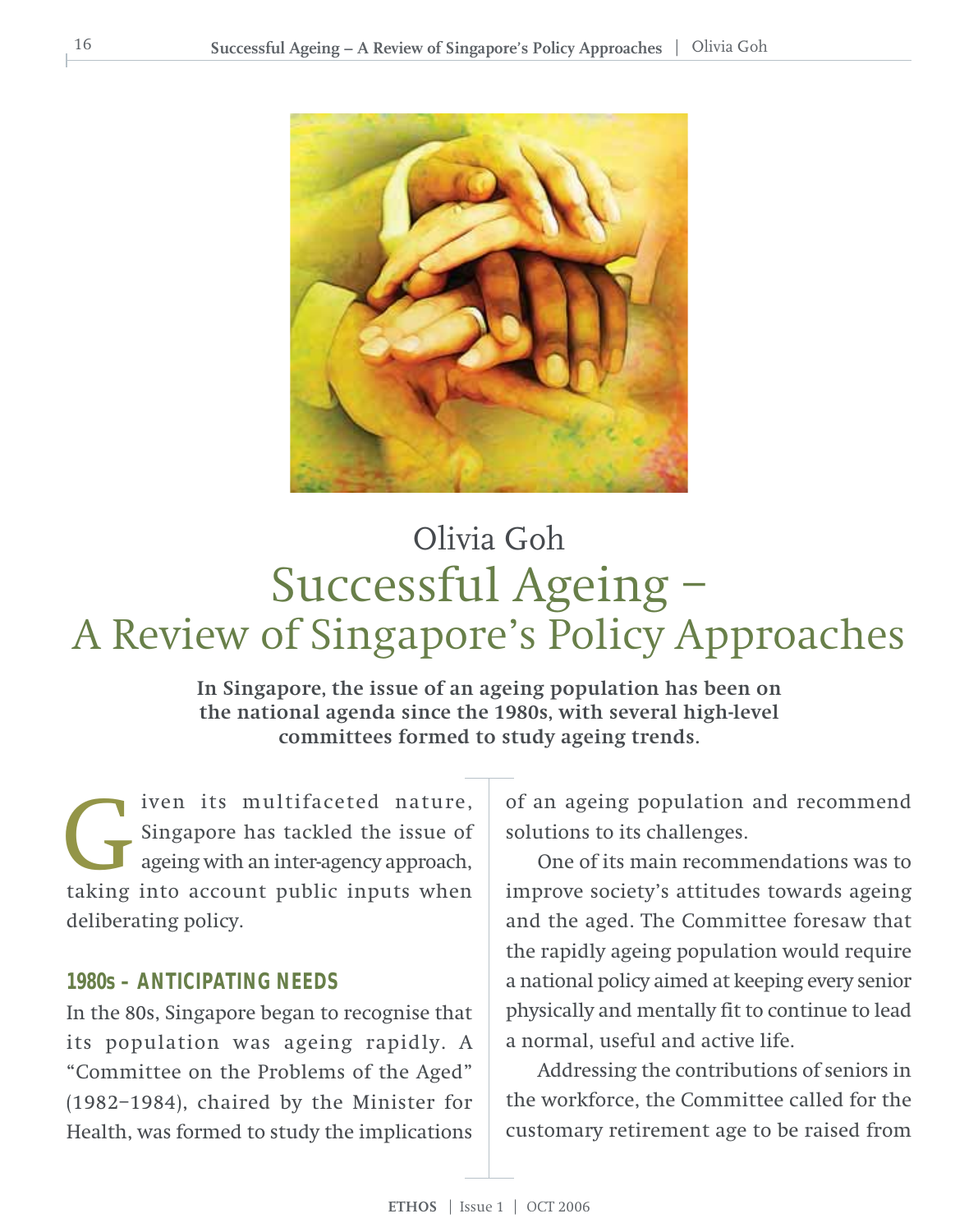Olivia Goh

# Successful Ageing – A Review of Singapore's Policy Approaches

**In Singapore, the issue of an ageing population has been on the national agenda since the 1980s, with several high-level committees formed to study ageing trends.**

Given its multifaceted nature, Singapore has tackled the issue of ageing with an inter-agency approach, taking into account public inputs when deliberating policy.

## 1980s – ANTICIPATING NEEDS

In the 80s, Singapore began to recognise that its population was ageing rapidly. A "Committee on the Problems of the Aged" (1982–1984), chaired by the Minister for Health, was formed to study the implications of an ageing population and recommend solutions to its challenges.

One of its main recommendations was to improve society's attitudes towards ageing and the aged. The Committee foresaw that the rapidly ageing population would require a national policy aimed at keeping every senior physically and mentally fit to continue to lead a normal, useful and active life.

Addressing the contributions of seniors in the workforce, the Committee called for the customary retirement age to be raised from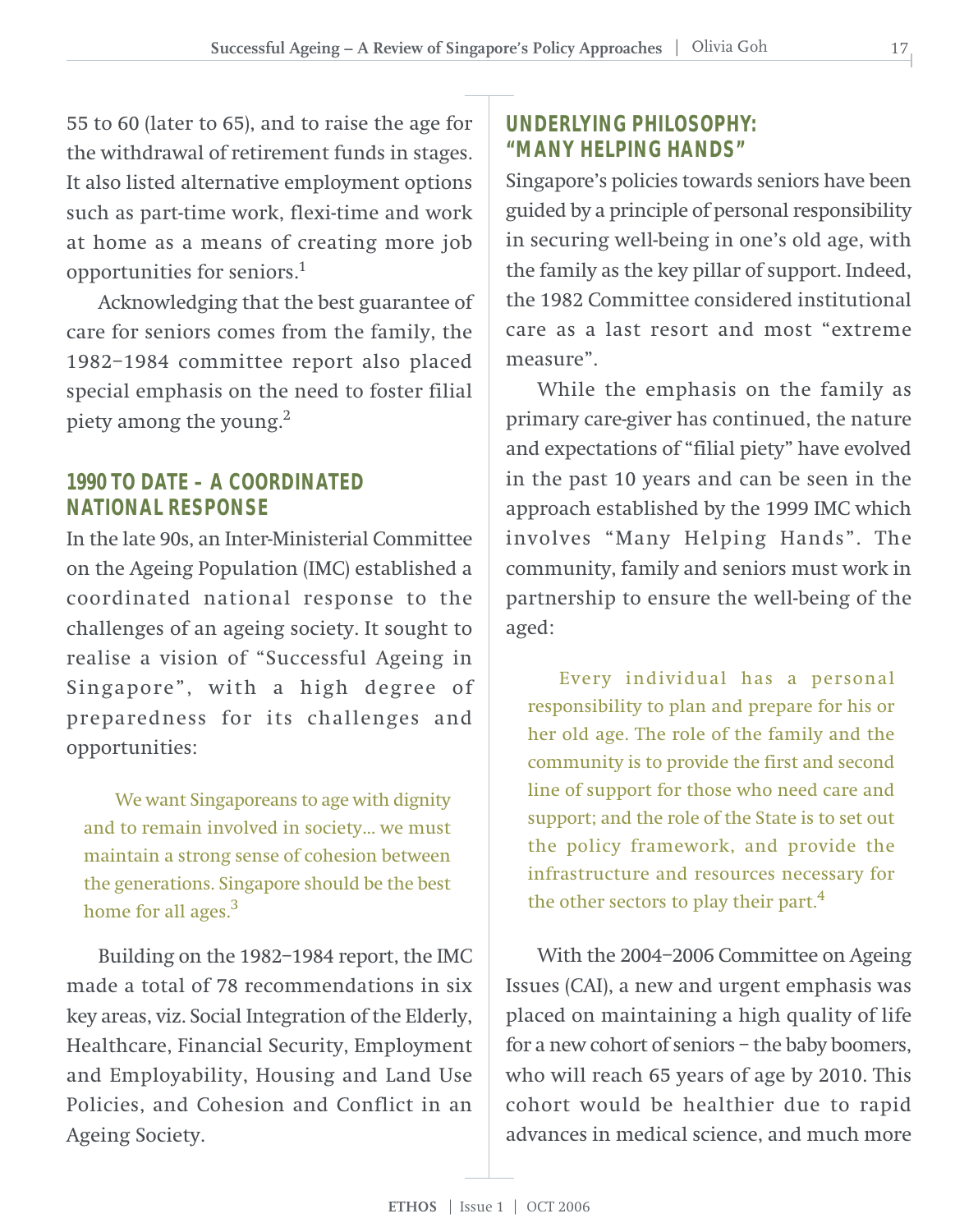55 to 60 (later to 65), and to raise the age for the withdrawal of retirement funds in stages. It also listed alternative employment options such as part-time work, flexi-time and work at home as a means of creating more job opportunities for seniors.[1]

Acknowledging that the best guarantee of care for seniors comes from the family, the 1982–1984 committee report also placed special emphasis on the need to foster filial piety among the young.[2]

## 1990 TO DATE – A COORDINATED NATIONAL RESPONSE

In the late 90s, an Inter-Ministerial Committee on the Ageing Population (IMC) established a coordinated national response to the challenges of an ageing society. It sought to realise a vision of "Successful Ageing in Singapore", with a high degree of preparedness for its challenges and opportunities:

> We want Singaporeans to age with dignity and to remain involved in society… we must maintain a strong sense of cohesion between the generations. Singapore should be the best home for all ages.[3]

Building on the 1982–1984 report, the IMC made a total of 78 recommendations in six key areas, viz. Social Integration of the Elderly, Healthcare, Financial Security, Employment and Employability, Housing and Land Use Policies, and Cohesion and Conflict in an Ageing Society.

## UNDERLYING PHILOSOPHY: "MANY HELPING HANDS"

Singapore's policies towards seniors have been guided by a principle of personal responsibility in securing well-being in one's old age, with the family as the key pillar of support. Indeed, the 1982 Committee considered institutional care as a last resort and most "extreme measure".

While the emphasis on the family as primary care-giver has continued, the nature and expectations of "filial piety" have evolved in the past 10 years and can be seen in the approach established by the 1999 IMC which involves "Many Helping Hands". The community, family and seniors must work in partnership to ensure the well-being of the aged:

> Every individual has a personal responsibility to plan and prepare for his or her old age. The role of the family and the community is to provide the first and second line of support for those who need care and support; and the role of the State is to set out the policy framework, and provide the infrastructure and resources necessary for the other sectors to play their part.[4]

With the 2004–2006 Committee on Ageing Issues (CAI), a new and urgent emphasis was placed on maintaining a high quality of life for a new cohort of seniors – the baby boomers, who will reach 65 years of age by 2010. This cohort would be healthier due to rapid advances in medical science, and much more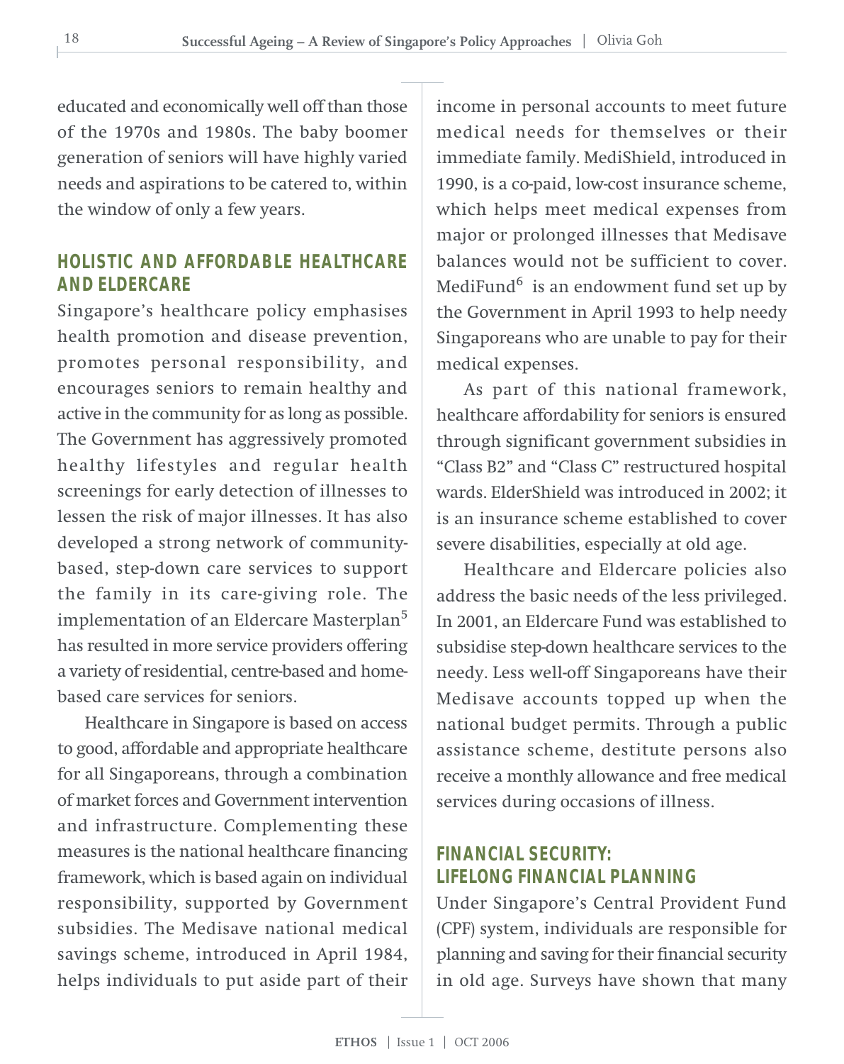educated and economically well off than those of the 1970s and 1980s. The baby boomer generation of seniors will have highly varied needs and aspirations to be catered to, within the window of only a few years.

## HOLISTIC AND AFFORDABLE HEALTHCARE AND ELDERCARE

Singapore's healthcare policy emphasises health promotion and disease prevention, promotes personal responsibility, and encourages seniors to remain healthy and active in the community for as long as possible. The Government has aggressively promoted healthy lifestyles and regular health screenings for early detection of illnesses to lessen the risk of major illnesses. It has also developed a strong network of community-based, step-down care services to support the family in its care-giving role. The implementation of an Eldercare Masterplan[5] has resulted in more service providers offering a variety of residential, centre-based and home-based care services for seniors.

Healthcare in Singapore is based on access to good, affordable and appropriate healthcare for all Singaporeans, through a combination of market forces and Government intervention and infrastructure. Complementing these measures is the national healthcare financing framework, which is based again on individual responsibility, supported by Government subsidies. The Medisave national medical savings scheme, introduced in April 1984, helps individuals to put aside part of their income in personal accounts to meet future medical needs for themselves or their immediate family. MediShield, introduced in 1990, is a co-paid, low-cost insurance scheme, which helps meet medical expenses from major or prolonged illnesses that Medisave balances would not be sufficient to cover. MediFund[6] is an endowment fund set up by the Government in April 1993 to help needy Singaporeans who are unable to pay for their medical expenses.

As part of this national framework, healthcare affordability for seniors is ensured through significant government subsidies in "Class B2" and "Class C" restructured hospital wards. ElderShield was introduced in 2002; it is an insurance scheme established to cover severe disabilities, especially at old age.

Healthcare and Eldercare policies also address the basic needs of the less privileged. In 2001, an Eldercare Fund was established to subsidise step-down healthcare services to the needy. Less well-off Singaporeans have their Medisave accounts topped up when the national budget permits. Through a public assistance scheme, destitute persons also receive a monthly allowance and free medical services during occasions of illness.

## FINANCIAL SECURITY: LIFELONG FINANCIAL PLANNING

Under Singapore's Central Provident Fund (CPF) system, individuals are responsible for planning and saving for their financial security in old age. Surveys have shown that many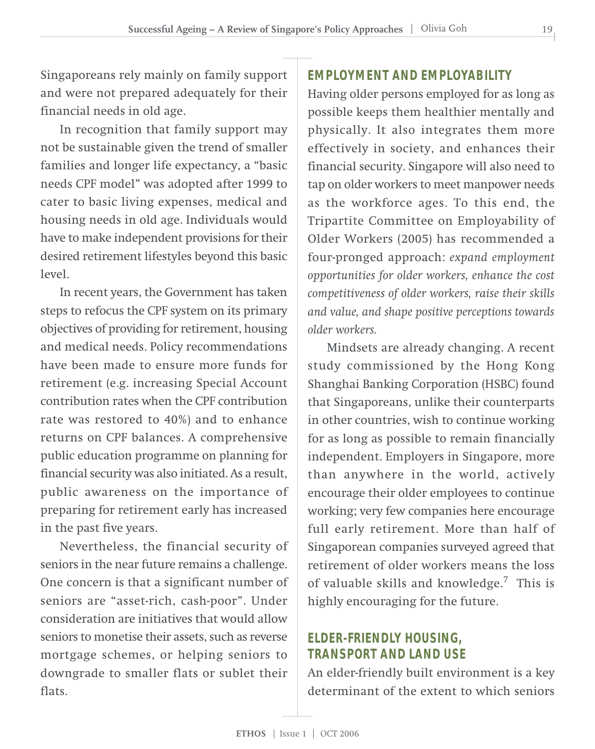Singaporeans rely mainly on family support and were not prepared adequately for their financial needs in old age.

In recognition that family support may not be sustainable given the trend of smaller families and longer life expectancy, a "basic needs CPF model" was adopted after 1999 to cater to basic living expenses, medical and housing needs in old age. Individuals would have to make independent provisions for their desired retirement lifestyles beyond this basic level.

In recent years, the Government has taken steps to refocus the CPF system on its primary objectives of providing for retirement, housing and medical needs. Policy recommendations have been made to ensure more funds for retirement (e.g. increasing Special Account contribution rates when the CPF contribution rate was restored to 40%) and to enhance returns on CPF balances. A comprehensive public education programme on planning for financial security was also initiated. As a result, public awareness on the importance of preparing for retirement early has increased in the past five years.

Nevertheless, the financial security of seniors in the near future remains a challenge. One concern is that a significant number of seniors are "asset-rich, cash-poor". Under consideration are initiatives that would allow seniors to monetise their assets, such as reverse mortgage schemes, or helping seniors to downgrade to smaller flats or sublet their flats.

## EMPLOYMENT AND EMPLOYABILITY

Having older persons employed for as long as possible keeps them healthier mentally and physically. It also integrates them more effectively in society, and enhances their financial security. Singapore will also need to tap on older workers to meet manpower needs as the workforce ages. To this end, the Tripartite Committee on Employability of Older Workers (2005) has recommended a four-pronged approach: *expand employment opportunities for older workers, enhance the cost competitiveness of older workers, raise their skills and value, and shape positive perceptions towards older workers.*

Mindsets are already changing. A recent study commissioned by the Hong Kong Shanghai Banking Corporation (HSBC) found that Singaporeans, unlike their counterparts in other countries, wish to continue working for as long as possible to remain financially independent. Employers in Singapore, more than anywhere in the world, actively encourage their older employees to continue working; very few companies here encourage full early retirement. More than half of Singaporean companies surveyed agreed that retirement of older workers means the loss of valuable skills and knowledge.[7] This is highly encouraging for the future.

## ELDER-FRIENDLY HOUSING, TRANSPORT AND LAND USE

An elder-friendly built environment is a key determinant of the extent to which seniors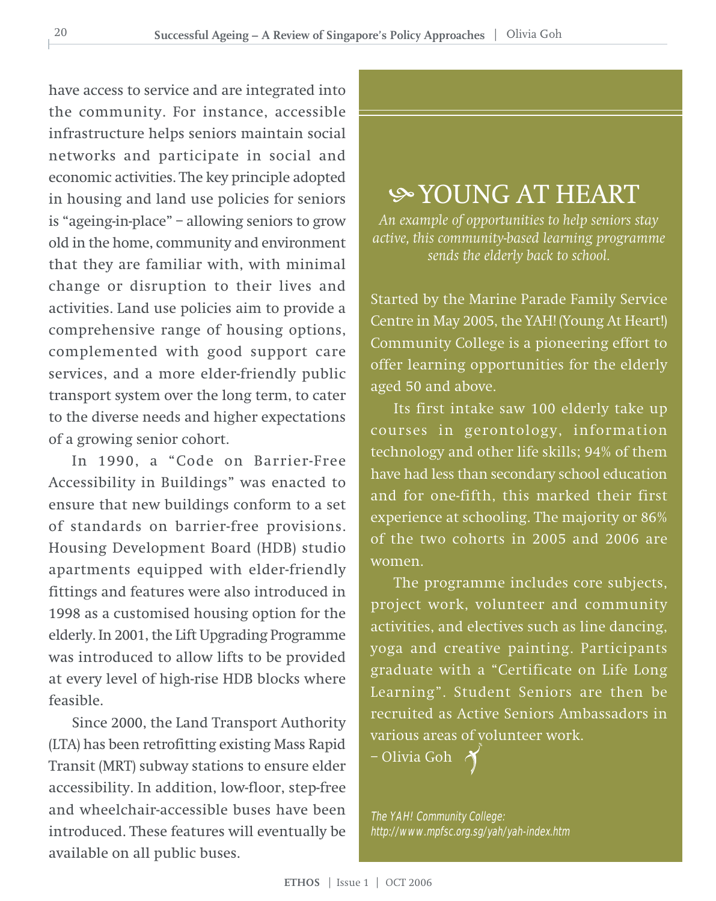have access to service and are integrated into the community. For instance, accessible infrastructure helps seniors maintain social networks and participate in social and economic activities. The key principle adopted in housing and land use policies for seniors is "ageing-in-place" – allowing seniors to grow old in the home, community and environment that they are familiar with, with minimal change or disruption to their lives and activities. Land use policies aim to provide a comprehensive range of housing options, complemented with good support care services, and a more elder-friendly public transport system over the long term, to cater to the diverse needs and higher expectations of a growing senior cohort.

In 1990, a "Code on Barrier-Free Accessibility in Buildings" was enacted to ensure that new buildings conform to a set of standards on barrier-free provisions. Housing Development Board (HDB) studio apartments equipped with elder-friendly fittings and features were also introduced in 1998 as a customised housing option for the elderly. In 2001, the Lift Upgrading Programme was introduced to allow lifts to be provided at every level of high-rise HDB blocks where feasible.

Since 2000, the Land Transport Authority (LTA) has been retrofitting existing Mass Rapid Transit (MRT) subway stations to ensure elder accessibility. In addition, low-floor, step-free and wheelchair-accessible buses have been introduced. These features will eventually be available on all public buses.

## YOUNG AT HEART

*An example of opportunities to help seniors stay active, this community-based learning programme sends the elderly back to school.*

Started by the Marine Parade Family Service Centre in May 2005, the YAH! (Young At Heart!) Community College is a pioneering effort to offer learning opportunities for the elderly aged 50 and above.

Its first intake saw 100 elderly take up courses in gerontology, information technology and other life skills; 94% of them have had less than secondary school education and for one-fifth, this marked their first experience at schooling. The majority or 86% of the two cohorts in 2005 and 2006 are women.

The programme includes core subjects, project work, volunteer and community activities, and electives such as line dancing, yoga and creative painting. Participants graduate with a "Certificate on Life Long Learning". Student Seniors are then be recruited as Active Seniors Ambassadors in various areas of volunteer work.

– Olivia Goh

*The YAH! Community College: http://www.mpfsc.org.sg/yah/yah-index.htm*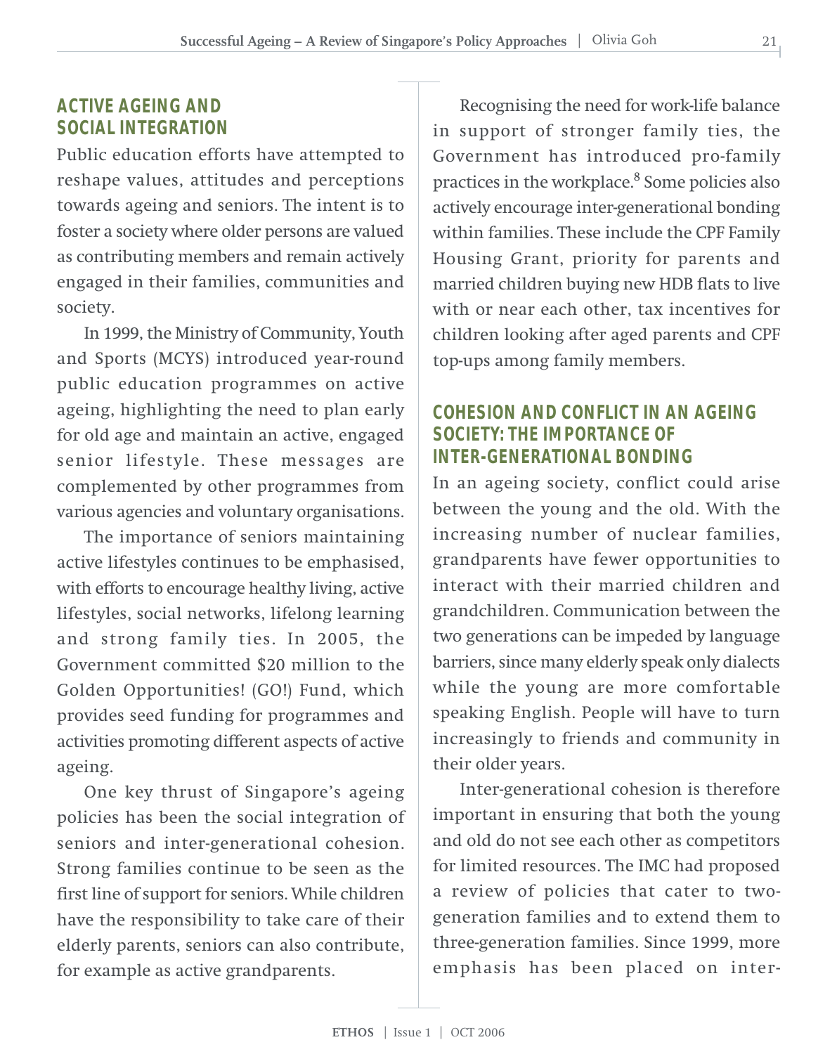## ACTIVE AGEING AND SOCIAL INTEGRATION

Public education efforts have attempted to reshape values, attitudes and perceptions towards ageing and seniors. The intent is to foster a society where older persons are valued as contributing members and remain actively engaged in their families, communities and society.

In 1999, the Ministry of Community, Youth and Sports (MCYS) introduced year-round public education programmes on active ageing, highlighting the need to plan early for old age and maintain an active, engaged senior lifestyle. These messages are complemented by other programmes from various agencies and voluntary organisations.

The importance of seniors maintaining active lifestyles continues to be emphasised, with efforts to encourage healthy living, active lifestyles, social networks, lifelong learning and strong family ties. In 2005, the Government committed $20 million to the Golden Opportunities! (GO!) Fund, which provides seed funding for programmes and activities promoting different aspects of active ageing.

One key thrust of Singapore's ageing policies has been the social integration of seniors and inter-generational cohesion. Strong families continue to be seen as the first line of support for seniors. While children have the responsibility to take care of their elderly parents, seniors can also contribute, for example as active grandparents.

Recognising the need for work-life balance in support of stronger family ties, the Government has introduced pro-family practices in the workplace.[8] Some policies also actively encourage inter-generational bonding within families. These include the CPF Family Housing Grant, priority for parents and married children buying new HDB flats to live with or near each other, tax incentives for children looking after aged parents and CPF top-ups among family members.

## COHESION AND CONFLICT IN AN AGEING SOCIETY: THE IMPORTANCE OF INTER-GENERATIONAL BONDING

In an ageing society, conflict could arise between the young and the old. With the increasing number of nuclear families, grandparents have fewer opportunities to interact with their married children and grandchildren. Communication between the two generations can be impeded by language barriers, since many elderly speak only dialects while the young are more comfortable speaking English. People will have to turn increasingly to friends and community in their older years.

Inter-generational cohesion is therefore important in ensuring that both the young and old do not see each other as competitors for limited resources. The IMC had proposed a review of policies that cater to two-generation families and to extend them to three-generation families. Since 1999, more emphasis has been placed on inter-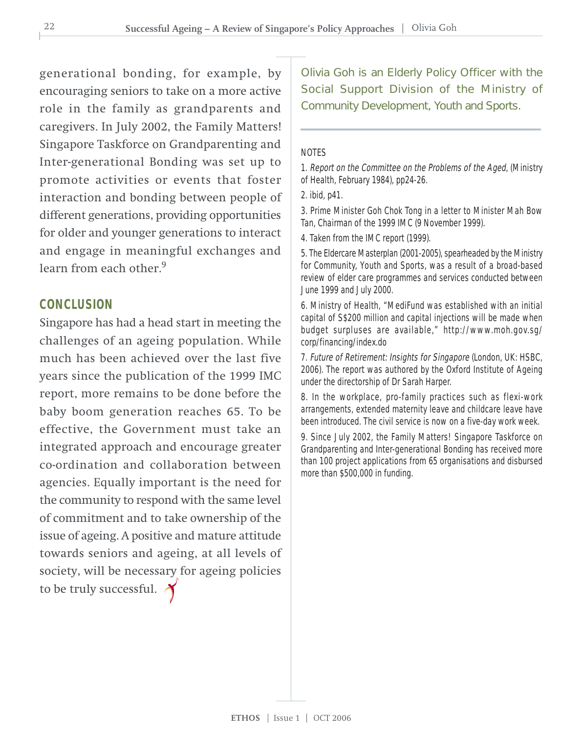generational bonding, for example, by encouraging seniors to take on a more active role in the family as grandparents and caregivers. In July 2002, the Family Matters! Singapore Taskforce on Grandparenting and Inter-generational Bonding was set up to promote activities or events that foster interaction and bonding between people of different generations, providing opportunities for older and younger generations to interact and engage in meaningful exchanges and learn from each other.[9]

## CONCLUSION

Singapore has had a head start in meeting the challenges of an ageing population. While much has been achieved over the last five years since the publication of the 1999 IMC report, more remains to be done before the baby boom generation reaches 65. To be effective, the Government must take an integrated approach and encourage greater co-ordination and collaboration between agencies. Equally important is the need for the community to respond with the same level of commitment and to take ownership of the issue of ageing. A positive and mature attitude towards seniors and ageing, at all levels of society, will be necessary for ageing policies to be truly successful.

Olivia Goh is an Elderly Policy Officer with the Social Support Division of the Ministry of Community Development, Youth and Sports.

NOTES

1. *Report on the Committee on the Problems of the Aged*, (Ministry of Health, February 1984), pp24-26.

2. ibid, p41.

3. Prime Minister Goh Chok Tong in a letter to Minister Mah Bow Tan, Chairman of the 1999 IMC (9 November 1999).

4. Taken from the IMC report (1999).

5. The Eldercare Masterplan (2001-2005), spearheaded by the Ministry for Community, Youth and Sports, was a result of a broad-based review of elder care programmes and services conducted between June 1999 and July 2000.

6. Ministry of Health, "MediFund was established with an initial capital of S$200 million and capital injections will be made when budget surpluses are available," http://www.moh.gov.sg/corp/financing/index.do

7. *Future of Retirement: Insights for Singapore* (London, UK: HSBC, 2006). The report was authored by the Oxford Institute of Ageing under the directorship of Dr Sarah Harper.

8. In the workplace, pro-family practices such as flexi-work arrangements, extended maternity leave and childcare leave have been introduced. The civil service is now on a five-day work week.

9. Since July 2002, the Family Matters! Singapore Taskforce on Grandparenting and Inter-generational Bonding has received more than 100 project applications from 65 organisations and disbursed more than $500,000 in funding.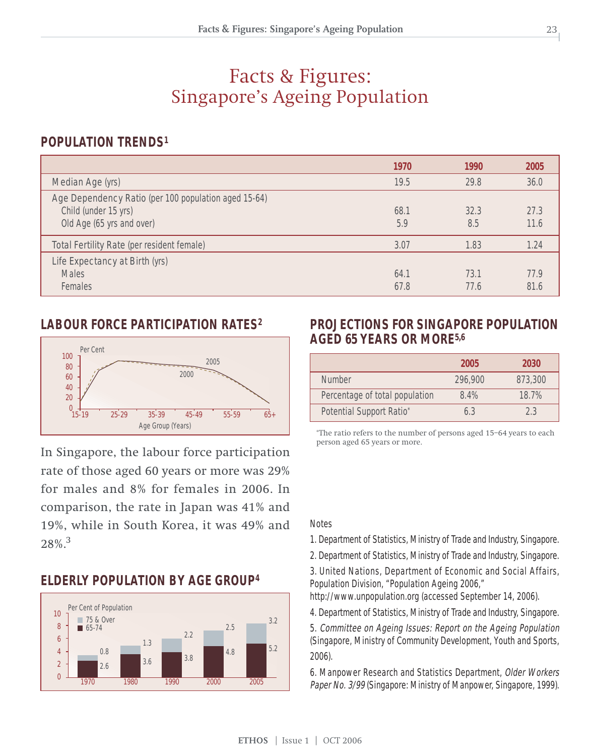# Facts & Figures: Singapore's Ageing Population

## POPULATION TRENDS[1]

| | 1970 | 1990 | 2005 |
|---|---|---|---|
| Median Age (yrs) | 19.5 | 29.8 | 36.0 |
| Age Dependency Ratio (per 100 population aged 15-64) | | | |
| Child (under 15 yrs) | 68.1 | 32.3 | 27.3 |
| Old Age (65 yrs and over) | 5.9 | 8.5 | 11.6 |
| Total Fertility Rate (per resident female) | 3.07 | 1.83 | 1.24 |
| Life Expectancy at Birth (yrs) | | | |
| Males | 64.1 | 73.1 | 77.9 |
| Females | 67.8 | 77.6 | 81.6 |

## LABOUR FORCE PARTICIPATION RATES[2]

Per Cent

Age Group (Years)

In Singapore, the labour force participation rate of those aged 60 years or more was 29% for males and 8% for females in 2006. In comparison, the rate in Japan was 41% and 19%, while in South Korea, it was 49% and 28%.[3]

## ELDERLY POPULATION BY AGE GROUP[4]

Per Cent of Population

| | 1970 | 1980 | 1990 | 2000 | 2005 |
|---|---|---|---|---|---|
| 75 & Over | 0.8 | 1.3 | 2.2 | 2.5 | 3.2 |
| 65-74 | 2.6 | 3.6 | 3.8 | 4.8 | 5.2 |

## PROJECTIONS FOR SINGAPORE POPULATION AGED 65 YEARS OR MORE[5,6]

| | 2005 | 2030 |
|---|---|---|
| Number | 296,900 | 873,300 |
| Percentage of total population | 8.4% | 18.7% |
| Potential Support Ratio* | 6.3 | 2.3 |

*The ratio refers to the number of persons aged 15–64 years to each person aged 65 years or more.

Notes

1. Department of Statistics, Ministry of Trade and Industry, Singapore.
2. Department of Statistics, Ministry of Trade and Industry, Singapore.
3. United Nations, Department of Economic and Social Affairs, Population Division, "Population Ageing 2006," http://www.unpopulation.org (accessed September 14, 2006).
4. Department of Statistics, Ministry of Trade and Industry, Singapore.
5. *Committee on Ageing Issues: Report on the Ageing Population* (Singapore, Ministry of Community Development, Youth and Sports, 2006).
6. Manpower Research and Statistics Department, *Older Workers Paper No. 3/99* (Singapore: Ministry of Manpower, Singapore, 1999).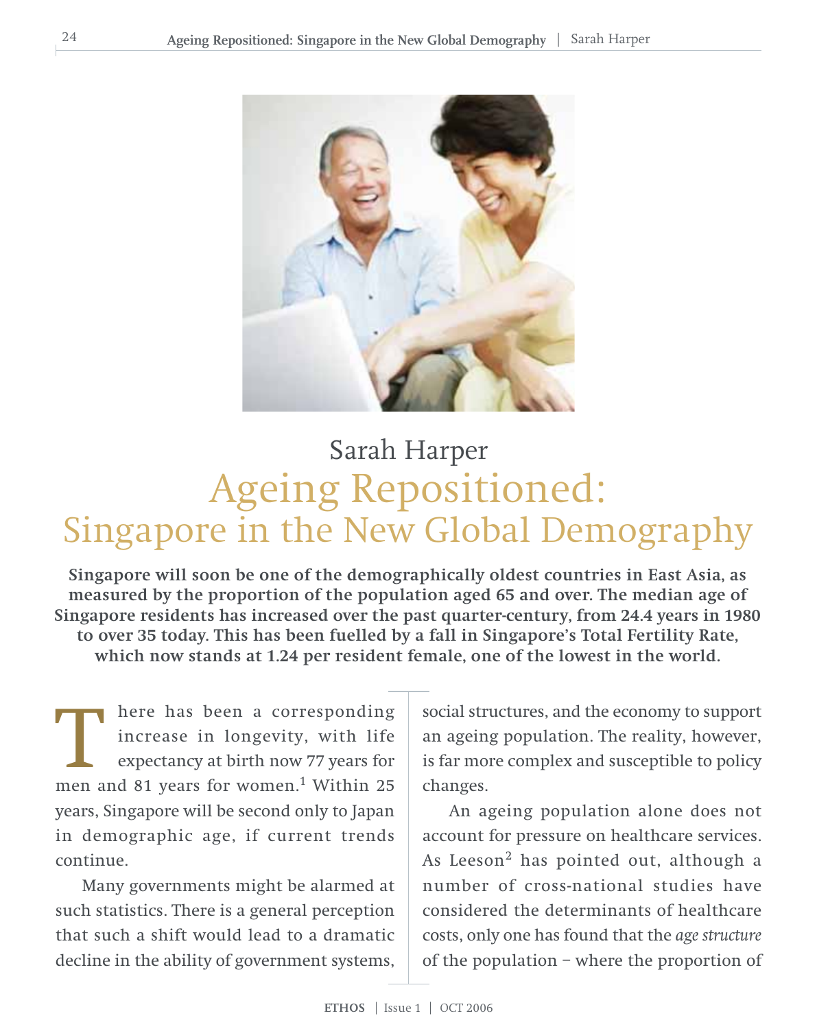Sarah Harper

# Ageing Repositioned: Singapore in the New Global Demography

**Singapore will soon be one of the demographically oldest countries in East Asia, as measured by the proportion of the population aged 65 and over. The median age of Singapore residents has increased over the past quarter-century, from 24.4 years in 1980 to over 35 today. This has been fuelled by a fall in Singapore's Total Fertility Rate, which now stands at 1.24 per resident female, one of the lowest in the world.**

There has been a corresponding increase in longevity, with life expectancy at birth now 77 years for men and 81 years for women.[1] Within 25 years, Singapore will be second only to Japan in demographic age, if current trends continue.

Many governments might be alarmed at such statistics. There is a general perception that such a shift would lead to a dramatic decline in the ability of government systems, social structures, and the economy to support an ageing population. The reality, however, is far more complex and susceptible to policy changes.

An ageing population alone does not account for pressure on healthcare services. As Leeson[2] has pointed out, although a number of cross-national studies have considered the determinants of healthcare costs, only one has found that the *age structure* of the population – where the proportion of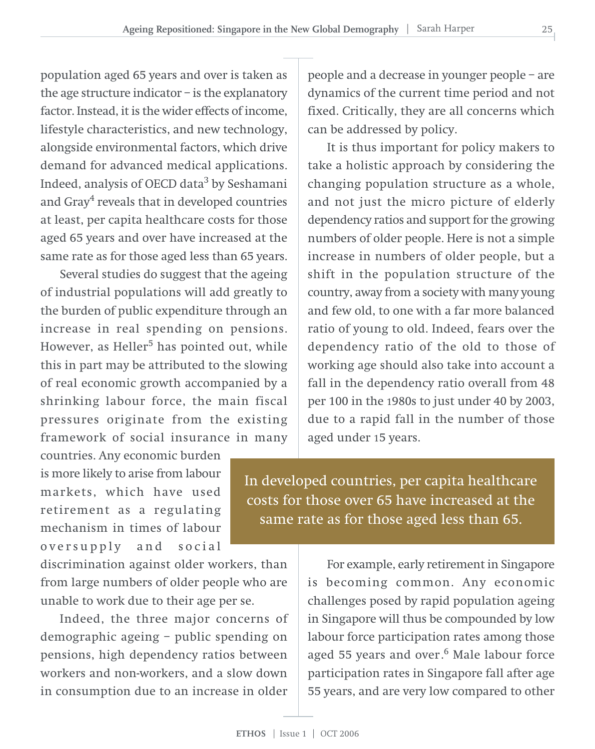population aged 65 years and over is taken as the age structure indicator – is the explanatory factor. Instead, it is the wider effects of income, lifestyle characteristics, and new technology, alongside environmental factors, which drive demand for advanced medical applications. Indeed, analysis of OECD data[3] by Seshamani and Gray[4] reveals that in developed countries at least, per capita healthcare costs for those aged 65 years and over have increased at the same rate as for those aged less than 65 years.

Several studies do suggest that the ageing of industrial populations will add greatly to the burden of public expenditure through an increase in real spending on pensions. However, as Heller[5] has pointed out, while this in part may be attributed to the slowing of real economic growth accompanied by a shrinking labour force, the main fiscal pressures originate from the existing framework of social insurance in many countries. Any economic burden is more likely to arise from labour markets, which have used retirement as a regulating mechanism in times of labour oversupply and social discrimination against older workers, than from large numbers of older people who are unable to work due to their age per se.

Indeed, the three major concerns of demographic ageing – public spending on pensions, high dependency ratios between workers and non-workers, and a slow down in consumption due to an increase in older people and a decrease in younger people – are dynamics of the current time period and not fixed. Critically, they are all concerns which can be addressed by policy.

It is thus important for policy makers to take a holistic approach by considering the changing population structure as a whole, and not just the micro picture of elderly dependency ratios and support for the growing numbers of older people. Here is not a simple increase in numbers of older people, but a shift in the population structure of the country, away from a society with many young and few old, to one with a far more balanced ratio of young to old. Indeed, fears over the dependency ratio of the old to those of working age should also take into account a fall in the dependency ratio overall from 48 per 100 in the 1980s to just under 40 by 2003, due to a rapid fall in the number of those aged under 15 years.

> In developed countries, per capita healthcare costs for those over 65 have increased at the same rate as for those aged less than 65.

For example, early retirement in Singapore is becoming common. Any economic challenges posed by rapid population ageing in Singapore will thus be compounded by low labour force participation rates among those aged 55 years and over.[6] Male labour force participation rates in Singapore fall after age 55 years, and are very low compared to other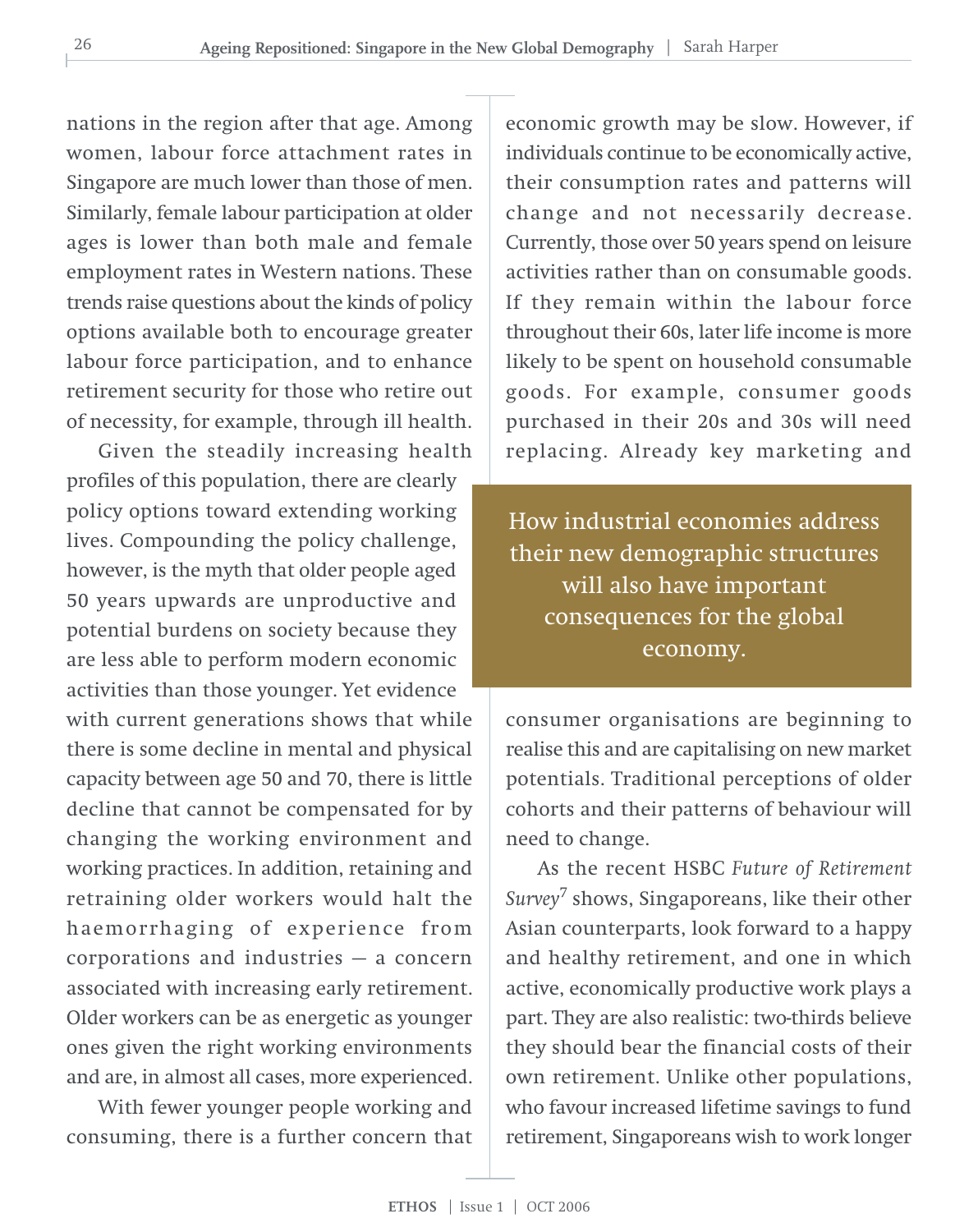nations in the region after that age. Among women, labour force attachment rates in Singapore are much lower than those of men. Similarly, female labour participation at older ages is lower than both male and female employment rates in Western nations. These trends raise questions about the kinds of policy options available both to encourage greater labour force participation, and to enhance retirement security for those who retire out of necessity, for example, through ill health.

Given the steadily increasing health profiles of this population, there are clearly policy options toward extending working lives. Compounding the policy challenge, however, is the myth that older people aged 50 years upwards are unproductive and potential burdens on society because they are less able to perform modern economic activities than those younger. Yet evidence with current generations shows that while there is some decline in mental and physical capacity between age 50 and 70, there is little decline that cannot be compensated for by changing the working environment and working practices. In addition, retaining and retraining older workers would halt the haemorrhaging of experience from corporations and industries — a concern associated with increasing early retirement. Older workers can be as energetic as younger ones given the right working environments and are, in almost all cases, more experienced.

With fewer younger people working and consuming, there is a further concern that economic growth may be slow. However, if individuals continue to be economically active, their consumption rates and patterns will change and not necessarily decrease. Currently, those over 50 years spend on leisure activities rather than on consumable goods. If they remain within the labour force throughout their 60s, later life income is more likely to be spent on household consumable goods. For example, consumer goods purchased in their 20s and 30s will need replacing. Already key marketing and consumer organisations are beginning to realise this and are capitalising on new market potentials. Traditional perceptions of older cohorts and their patterns of behaviour will need to change.

> How industrial economies address their new demographic structures will also have important consequences for the global economy.

As the recent HSBC *Future of Retirement Survey*[7] shows, Singaporeans, like their other Asian counterparts, look forward to a happy and healthy retirement, and one in which active, economically productive work plays a part. They are also realistic: two-thirds believe they should bear the financial costs of their own retirement. Unlike other populations, who favour increased lifetime savings to fund retirement, Singaporeans wish to work longer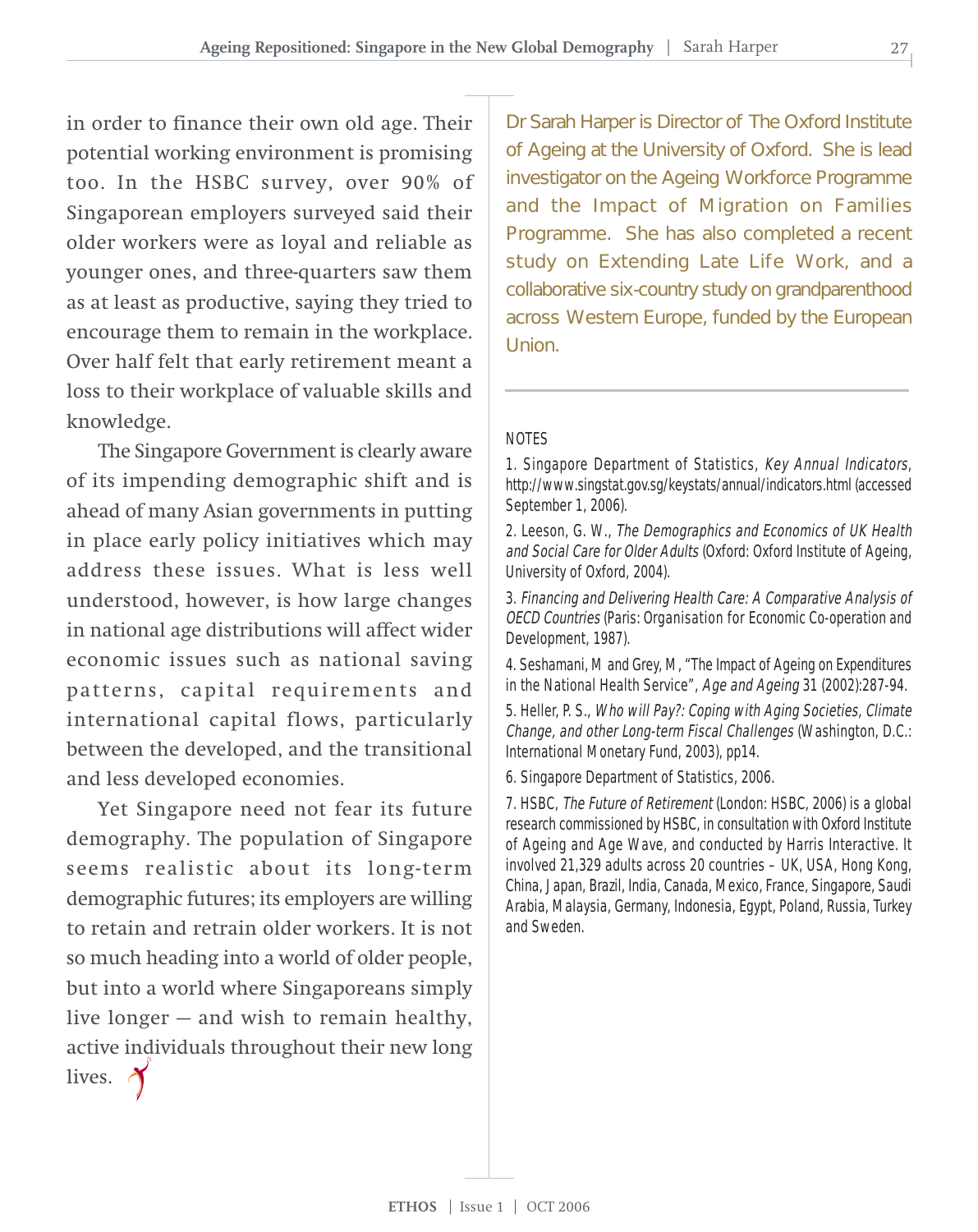in order to finance their own old age. Their potential working environment is promising too. In the HSBC survey, over 90% of Singaporean employers surveyed said their older workers were as loyal and reliable as younger ones, and three-quarters saw them as at least as productive, saying they tried to encourage them to remain in the workplace. Over half felt that early retirement meant a loss to their workplace of valuable skills and knowledge.

The Singapore Government is clearly aware of its impending demographic shift and is ahead of many Asian governments in putting in place early policy initiatives which may address these issues. What is less well understood, however, is how large changes in national age distributions will affect wider economic issues such as national saving patterns, capital requirements and international capital flows, particularly between the developed, and the transitional and less developed economies.

Yet Singapore need not fear its future demography. The population of Singapore seems realistic about its long-term demographic futures; its employers are willing to retain and retrain older workers. It is not so much heading into a world of older people, but into a world where Singaporeans simply live longer — and wish to remain healthy, active individuals throughout their new long lives.

Dr Sarah Harper is Director of The Oxford Institute of Ageing at the University of Oxford. She is lead investigator on the Ageing Workforce Programme and the Impact of Migration on Families Programme. She has also completed a recent study on Extending Late Life Work, and a collaborative six-country study on grandparenthood across Western Europe, funded by the European Union.

NOTES

1. Singapore Department of Statistics, *Key Annual Indicators*, http://www.singstat.gov.sg/keystats/annual/indicators.html (accessed September 1, 2006).

2. Leeson, G. W., *The Demographics and Economics of UK Health and Social Care for Older Adults* (Oxford: Oxford Institute of Ageing, University of Oxford, 2004).

3. *Financing and Delivering Health Care: A Comparative Analysis of OECD Countries* (Paris: Organisation for Economic Co-operation and Development, 1987).

4. Seshamani, M and Grey, M, "The Impact of Ageing on Expenditures in the National Health Service", *Age and Ageing* 31 (2002):287-94.

5. Heller, P. S., *Who will Pay?: Coping with Aging Societies, Climate Change, and other Long-term Fiscal Challenges* (Washington, D.C.: International Monetary Fund, 2003), pp14.

6. Singapore Department of Statistics, 2006.

7. HSBC, *The Future of Retirement* (London: HSBC, 2006) is a global research commissioned by HSBC, in consultation with Oxford Institute of Ageing and Age Wave, and conducted by Harris Interactive. It involved 21,329 adults across 20 countries – UK, USA, Hong Kong, China, Japan, Brazil, India, Canada, Mexico, France, Singapore, Saudi Arabia, Malaysia, Germany, Indonesia, Egypt, Poland, Russia, Turkey and Sweden.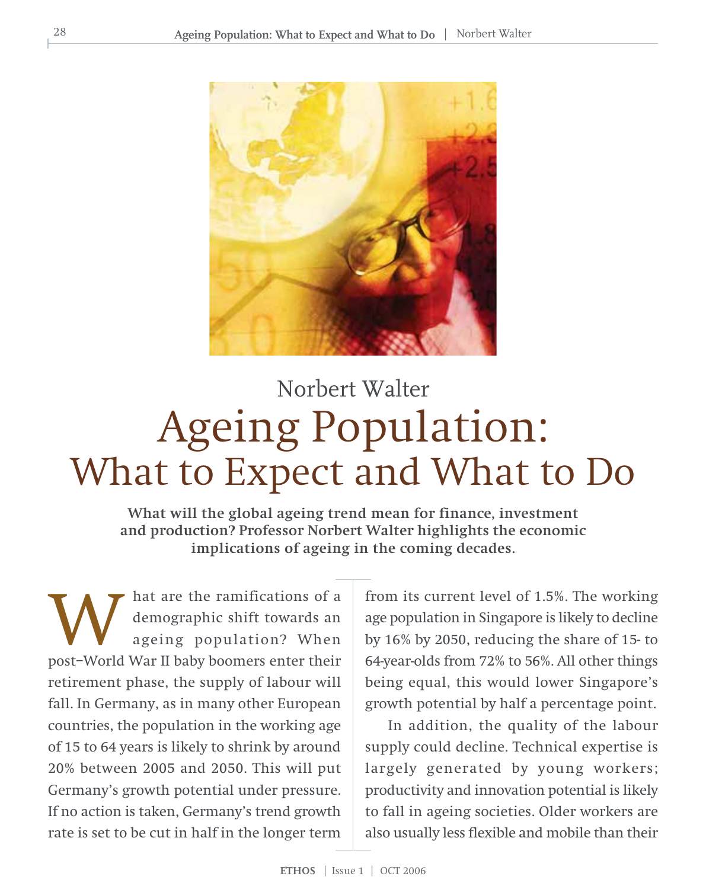Norbert Walter

# Ageing Population: What to Expect and What to Do

**What will the global ageing trend mean for finance, investment and production? Professor Norbert Walter highlights the economic implications of ageing in the coming decades.**

What are the ramifications of a demographic shift towards an ageing population? When post–World War II baby boomers enter their retirement phase, the supply of labour will fall. In Germany, as in many other European countries, the population in the working age of 15 to 64 years is likely to shrink by around 20% between 2005 and 2050. This will put Germany's growth potential under pressure. If no action is taken, Germany's trend growth rate is set to be cut in half in the longer term from its current level of 1.5%. The working age population in Singapore is likely to decline by 16% by 2050, reducing the share of 15- to 64-year-olds from 72% to 56%. All other things being equal, this would lower Singapore's growth potential by half a percentage point.

In addition, the quality of the labour supply could decline. Technical expertise is largely generated by young workers; productivity and innovation potential is likely to fall in ageing societies. Older workers are also usually less flexible and mobile than their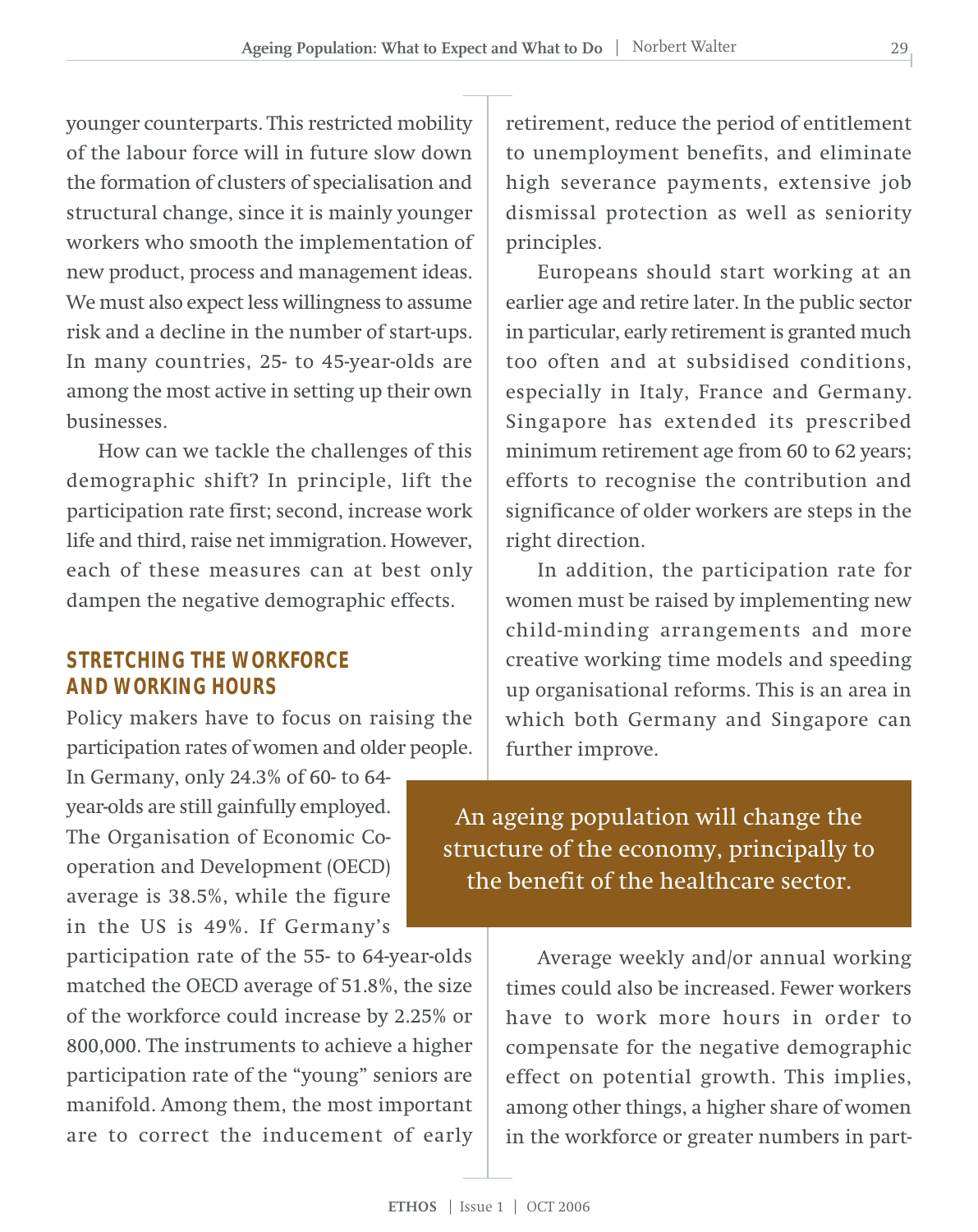younger counterparts. This restricted mobility of the labour force will in future slow down the formation of clusters of specialisation and structural change, since it is mainly younger workers who smooth the implementation of new product, process and management ideas. We must also expect less willingness to assume risk and a decline in the number of start-ups. In many countries, 25- to 45-year-olds are among the most active in setting up their own businesses.

How can we tackle the challenges of this demographic shift? In principle, lift the participation rate first; second, increase work life and third, raise net immigration. However, each of these measures can at best only dampen the negative demographic effects.

## STRETCHING THE WORKFORCE AND WORKING HOURS

Policy makers have to focus on raising the participation rates of women and older people. In Germany, only 24.3% of 60- to 64-year-olds are still gainfully employed. The Organisation of Economic Co-operation and Development (OECD) average is 38.5%, while the figure in the US is 49%. If Germany's participation rate of the 55- to 64-year-olds matched the OECD average of 51.8%, the size of the workforce could increase by 2.25% or 800,000. The instruments to achieve a higher participation rate of the "young" seniors are manifold. Among them, the most important are to correct the inducement of early retirement, reduce the period of entitlement to unemployment benefits, and eliminate high severance payments, extensive job dismissal protection as well as seniority principles.

Europeans should start working at an earlier age and retire later. In the public sector in particular, early retirement is granted much too often and at subsidised conditions, especially in Italy, France and Germany. Singapore has extended its prescribed minimum retirement age from 60 to 62 years; efforts to recognise the contribution and significance of older workers are steps in the right direction.

In addition, the participation rate for women must be raised by implementing new child-minding arrangements and more creative working time models and speeding up organisational reforms. This is an area in which both Germany and Singapore can further improve.

> An ageing population will change the structure of the economy, principally to the benefit of the healthcare sector.

Average weekly and/or annual working times could also be increased. Fewer workers have to work more hours in order to compensate for the negative demographic effect on potential growth. This implies, among other things, a higher share of women in the workforce or greater numbers in part-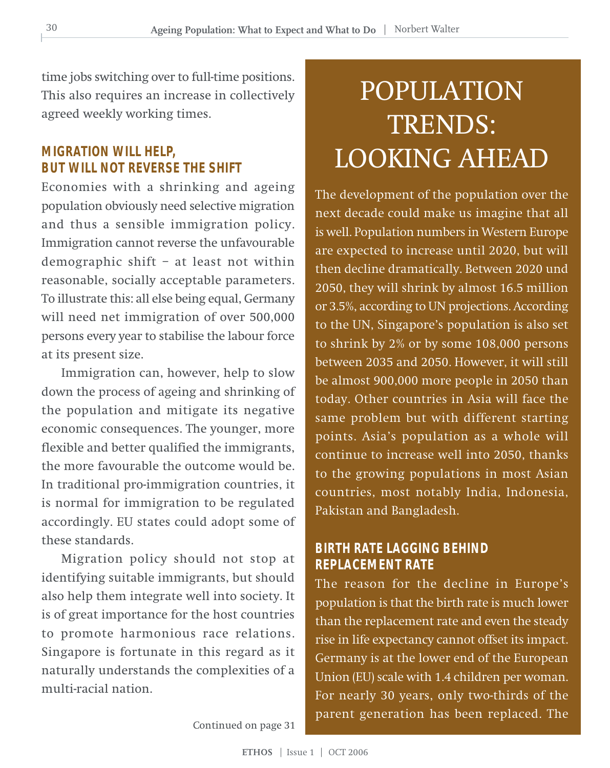time jobs switching over to full-time positions. This also requires an increase in collectively agreed weekly working times.

### MIGRATION WILL HELP, BUT WILL NOT REVERSE THE SHIFT

Economies with a shrinking and ageing population obviously need selective migration and thus a sensible immigration policy. Immigration cannot reverse the unfavourable demographic shift – at least not within reasonable, socially acceptable parameters. To illustrate this: all else being equal, Germany will need net immigration of over 500,000 persons every year to stabilise the labour force at its present size.

Immigration can, however, help to slow down the process of ageing and shrinking of the population and mitigate its negative economic consequences. The younger, more flexible and better qualified the immigrants, the more favourable the outcome would be. In traditional pro-immigration countries, it is normal for immigration to be regulated accordingly. EU states could adopt some of these standards.

Migration policy should not stop at identifying suitable immigrants, but should also help them integrate well into society. It is of great importance for the host countries to promote harmonious race relations. Singapore is fortunate in this regard as it naturally understands the complexities of a multi-racial nation.

Continued on page 31

## POPULATION TRENDS: LOOKING AHEAD

The development of the population over the next decade could make us imagine that all is well. Population numbers in Western Europe are expected to increase until 2020, but will then decline dramatically. Between 2020 und 2050, they will shrink by almost 16.5 million or 3.5%, according to UN projections. According to the UN, Singapore's population is also set to shrink by 2% or by some 108,000 persons between 2035 and 2050. However, it will still be almost 900,000 more people in 2050 than today. Other countries in Asia will face the same problem but with different starting points. Asia's population as a whole will continue to increase well into 2050, thanks to the growing populations in most Asian countries, most notably India, Indonesia, Pakistan and Bangladesh.

### BIRTH RATE LAGGING BEHIND REPLACEMENT RATE

The reason for the decline in Europe's population is that the birth rate is much lower than the replacement rate and even the steady rise in life expectancy cannot offset its impact. Germany is at the lower end of the European Union (EU) scale with 1.4 children per woman. For nearly 30 years, only two-thirds of the parent generation has been replaced. The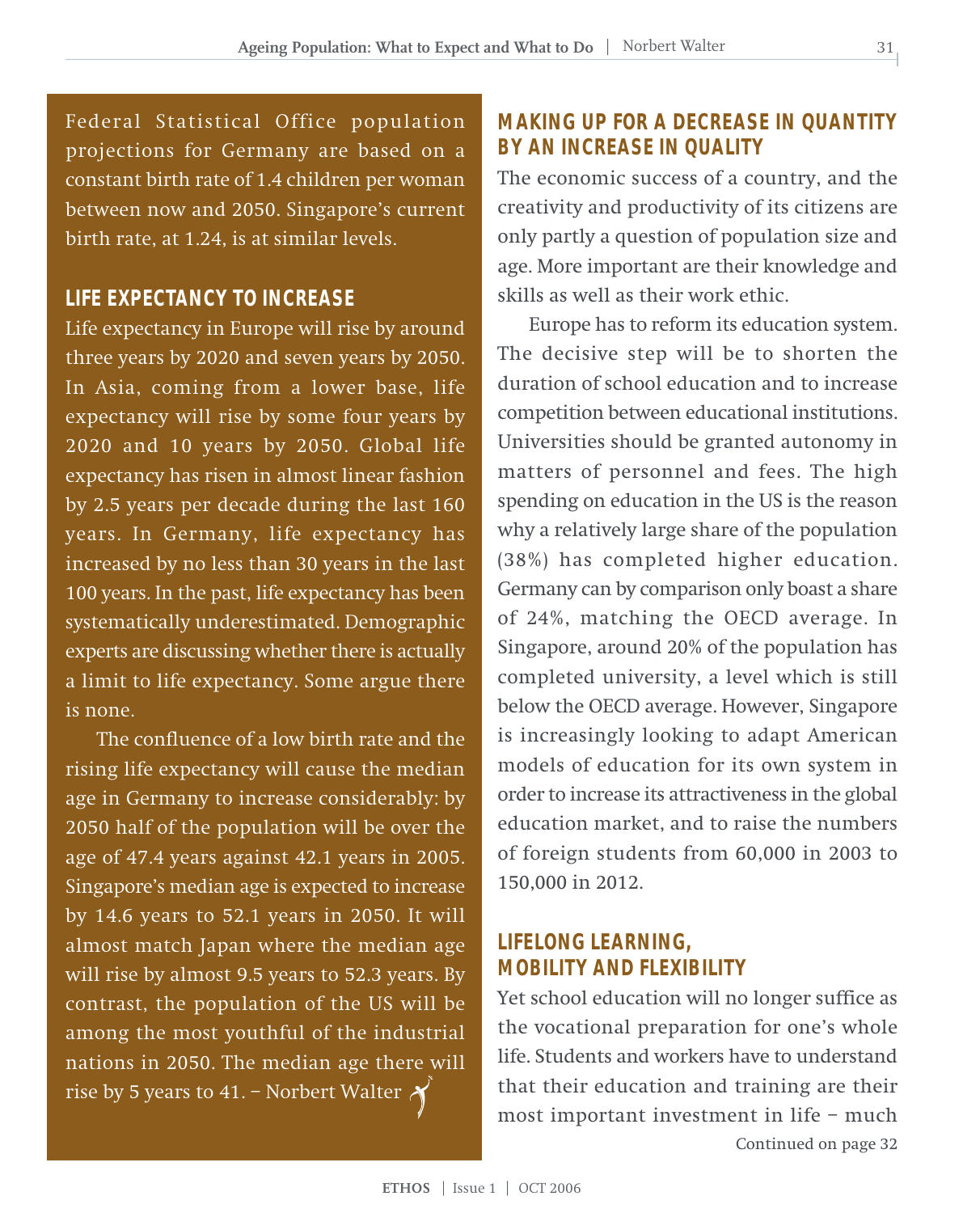Federal Statistical Office population projections for Germany are based on a constant birth rate of 1.4 children per woman between now and 2050. Singapore's current birth rate, at 1.24, is at similar levels.

## LIFE EXPECTANCY TO INCREASE

Life expectancy in Europe will rise by around three years by 2020 and seven years by 2050. In Asia, coming from a lower base, life expectancy will rise by some four years by 2020 and 10 years by 2050. Global life expectancy has risen in almost linear fashion by 2.5 years per decade during the last 160 years. In Germany, life expectancy has increased by no less than 30 years in the last 100 years. In the past, life expectancy has been systematically underestimated. Demographic experts are discussing whether there is actually a limit to life expectancy. Some argue there is none.

The confluence of a low birth rate and the rising life expectancy will cause the median age in Germany to increase considerably: by 2050 half of the population will be over the age of 47.4 years against 42.1 years in 2005. Singapore's median age is expected to increase by 14.6 years to 52.1 years in 2050. It will almost match Japan where the median age will rise by almost 9.5 years to 52.3 years. By contrast, the population of the US will be among the most youthful of the industrial nations in 2050. The median age there will rise by 5 years to 41. – Norbert Walter

## MAKING UP FOR A DECREASE IN QUANTITY BY AN INCREASE IN QUALITY

The economic success of a country, and the creativity and productivity of its citizens are only partly a question of population size and age. More important are their knowledge and skills as well as their work ethic.

Europe has to reform its education system. The decisive step will be to shorten the duration of school education and to increase competition between educational institutions. Universities should be granted autonomy in matters of personnel and fees. The high spending on education in the US is the reason why a relatively large share of the population (38%) has completed higher education. Germany can by comparison only boast a share of 24%, matching the OECD average. In Singapore, around 20% of the population has completed university, a level which is still below the OECD average. However, Singapore is increasingly looking to adapt American models of education for its own system in order to increase its attractiveness in the global education market, and to raise the numbers of foreign students from 60,000 in 2003 to 150,000 in 2012.

## LIFELONG LEARNING, MOBILITY AND FLEXIBILITY

Yet school education will no longer suffice as the vocational preparation for one's whole life. Students and workers have to understand that their education and training are their most important investment in life – much

Continued on page 32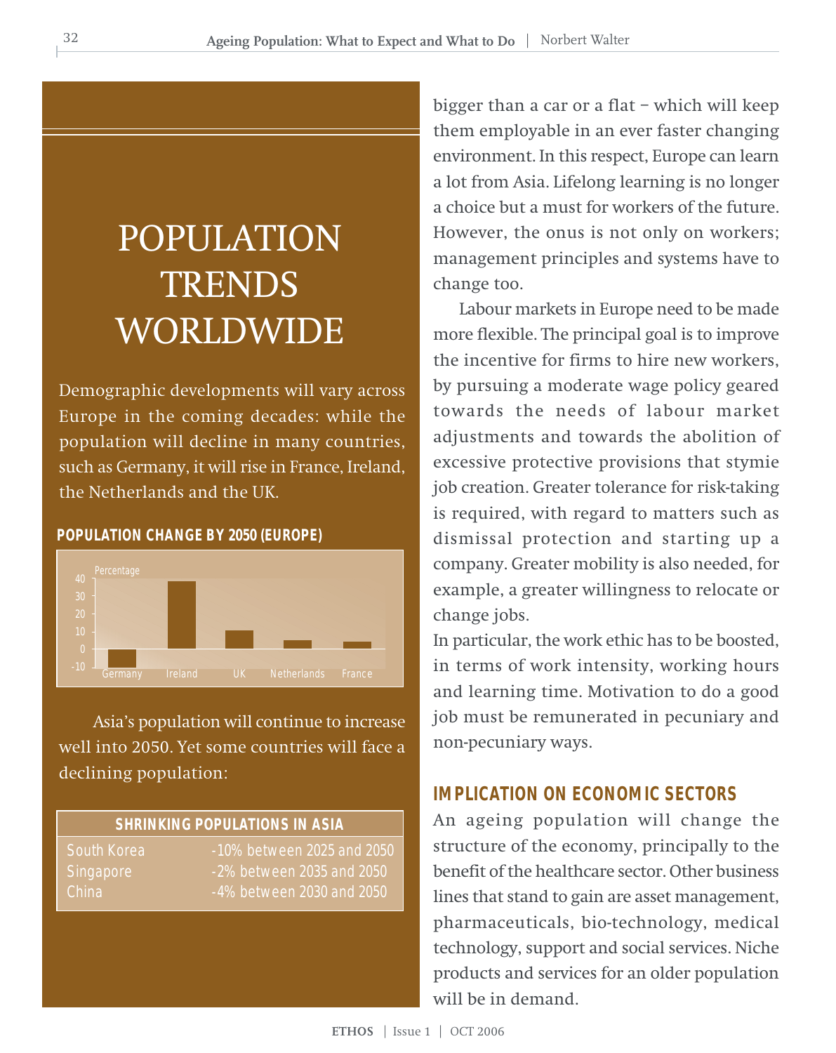# POPULATION TRENDS WORLDWIDE

Demographic developments will vary across Europe in the coming decades: while the population will decline in many countries, such as Germany, it will rise in France, Ireland, the Netherlands and the UK.

**POPULATION CHANGE BY 2050 (EUROPE)**

Percentage

40
30
20
10
0
-10

Germany Ireland UK Netherlands France

Asia's population will continue to increase well into 2050. Yet some countries will face a declining population:

| SHRINKING POPULATIONS IN ASIA | |
|---|---|
| South Korea | -10% between 2025 and 2050 |
| Singapore | -2% between 2035 and 2050 |
| China | -4% between 2030 and 2050 |

bigger than a car or a flat – which will keep them employable in an ever faster changing environment. In this respect, Europe can learn a lot from Asia. Lifelong learning is no longer a choice but a must for workers of the future. However, the onus is not only on workers; management principles and systems have to change too.

Labour markets in Europe need to be made more flexible. The principal goal is to improve the incentive for firms to hire new workers, by pursuing a moderate wage policy geared towards the needs of labour market adjustments and towards the abolition of excessive protective provisions that stymie job creation. Greater tolerance for risk-taking is required, with regard to matters such as dismissal protection and starting up a company. Greater mobility is also needed, for example, a greater willingness to relocate or change jobs.

In particular, the work ethic has to be boosted, in terms of work intensity, working hours and learning time. Motivation to do a good job must be remunerated in pecuniary and non-pecuniary ways.

## IMPLICATION ON ECONOMIC SECTORS

An ageing population will change the structure of the economy, principally to the benefit of the healthcare sector. Other business lines that stand to gain are asset management, pharmaceuticals, bio-technology, medical technology, support and social services. Niche products and services for an older population will be in demand.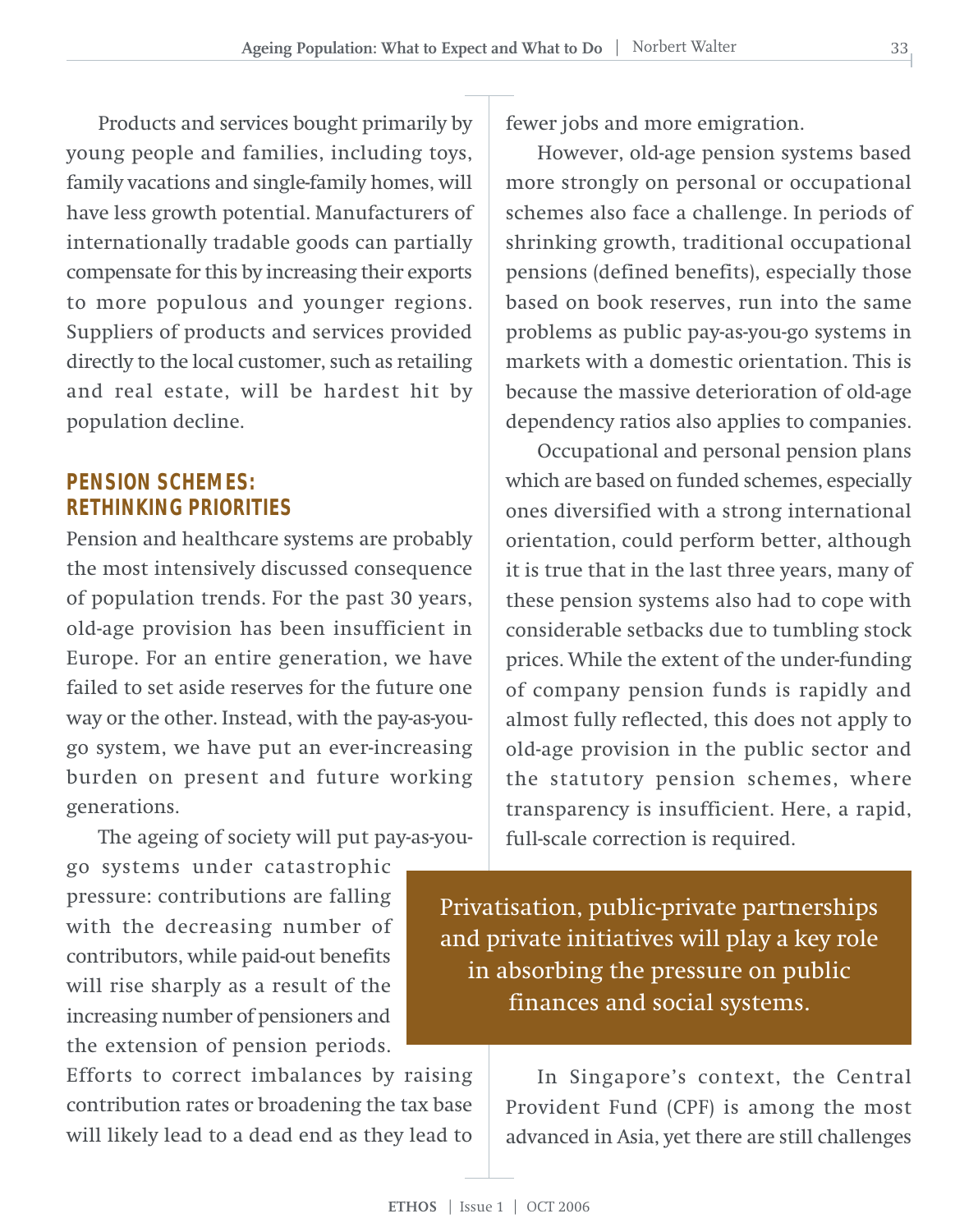Products and services bought primarily by young people and families, including toys, family vacations and single-family homes, will have less growth potential. Manufacturers of internationally tradable goods can partially compensate for this by increasing their exports to more populous and younger regions. Suppliers of products and services provided directly to the local customer, such as retailing and real estate, will be hardest hit by population decline.

## PENSION SCHEMES: RETHINKING PRIORITIES

Pension and healthcare systems are probably the most intensively discussed consequence of population trends. For the past 30 years, old-age provision has been insufficient in Europe. For an entire generation, we have failed to set aside reserves for the future one way or the other. Instead, with the pay-as-you-go system, we have put an ever-increasing burden on present and future working generations.

The ageing of society will put pay-as-you-go systems under catastrophic pressure: contributions are falling with the decreasing number of contributors, while paid-out benefits will rise sharply as a result of the increasing number of pensioners and the extension of pension periods. Efforts to correct imbalances by raising contribution rates or broadening the tax base will likely lead to a dead end as they lead to fewer jobs and more emigration.

However, old-age pension systems based more strongly on personal or occupational schemes also face a challenge. In periods of shrinking growth, traditional occupational pensions (defined benefits), especially those based on book reserves, run into the same problems as public pay-as-you-go systems in markets with a domestic orientation. This is because the massive deterioration of old-age dependency ratios also applies to companies.

Occupational and personal pension plans which are based on funded schemes, especially ones diversified with a strong international orientation, could perform better, although it is true that in the last three years, many of these pension systems also had to cope with considerable setbacks due to tumbling stock prices. While the extent of the under-funding of company pension funds is rapidly and almost fully reflected, this does not apply to old-age provision in the public sector and the statutory pension schemes, where transparency is insufficient. Here, a rapid, full-scale correction is required.

> Privatisation, public-private partnerships and private initiatives will play a key role in absorbing the pressure on public finances and social systems.

In Singapore's context, the Central Provident Fund (CPF) is among the most advanced in Asia, yet there are still challenges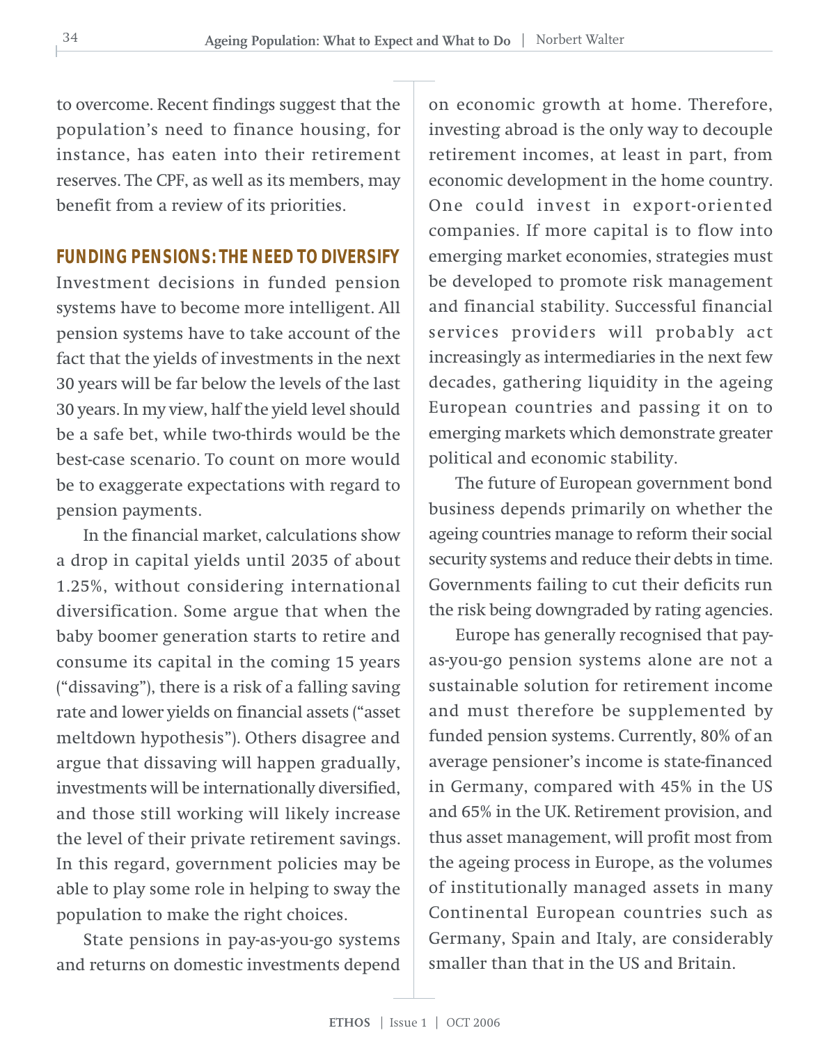to overcome. Recent findings suggest that the population's need to finance housing, for instance, has eaten into their retirement reserves. The CPF, as well as its members, may benefit from a review of its priorities.

## FUNDING PENSIONS: THE NEED TO DIVERSIFY

Investment decisions in funded pension systems have to become more intelligent. All pension systems have to take account of the fact that the yields of investments in the next 30 years will be far below the levels of the last 30 years. In my view, half the yield level should be a safe bet, while two-thirds would be the best-case scenario. To count on more would be to exaggerate expectations with regard to pension payments.

In the financial market, calculations show a drop in capital yields until 2035 of about 1.25%, without considering international diversification. Some argue that when the baby boomer generation starts to retire and consume its capital in the coming 15 years ("dissaving"), there is a risk of a falling saving rate and lower yields on financial assets ("asset meltdown hypothesis"). Others disagree and argue that dissaving will happen gradually, investments will be internationally diversified, and those still working will likely increase the level of their private retirement savings. In this regard, government policies may be able to play some role in helping to sway the population to make the right choices.

State pensions in pay-as-you-go systems and returns on domestic investments depend on economic growth at home. Therefore, investing abroad is the only way to decouple retirement incomes, at least in part, from economic development in the home country. One could invest in export-oriented companies. If more capital is to flow into emerging market economies, strategies must be developed to promote risk management and financial stability. Successful financial services providers will probably act increasingly as intermediaries in the next few decades, gathering liquidity in the ageing European countries and passing it on to emerging markets which demonstrate greater political and economic stability.

The future of European government bond business depends primarily on whether the ageing countries manage to reform their social security systems and reduce their debts in time. Governments failing to cut their deficits run the risk being downgraded by rating agencies.

Europe has generally recognised that pay-as-you-go pension systems alone are not a sustainable solution for retirement income and must therefore be supplemented by funded pension systems. Currently, 80% of an average pensioner's income is state-financed in Germany, compared with 45% in the US and 65% in the UK. Retirement provision, and thus asset management, will profit most from the ageing process in Europe, as the volumes of institutionally managed assets in many Continental European countries such as Germany, Spain and Italy, are considerably smaller than that in the US and Britain.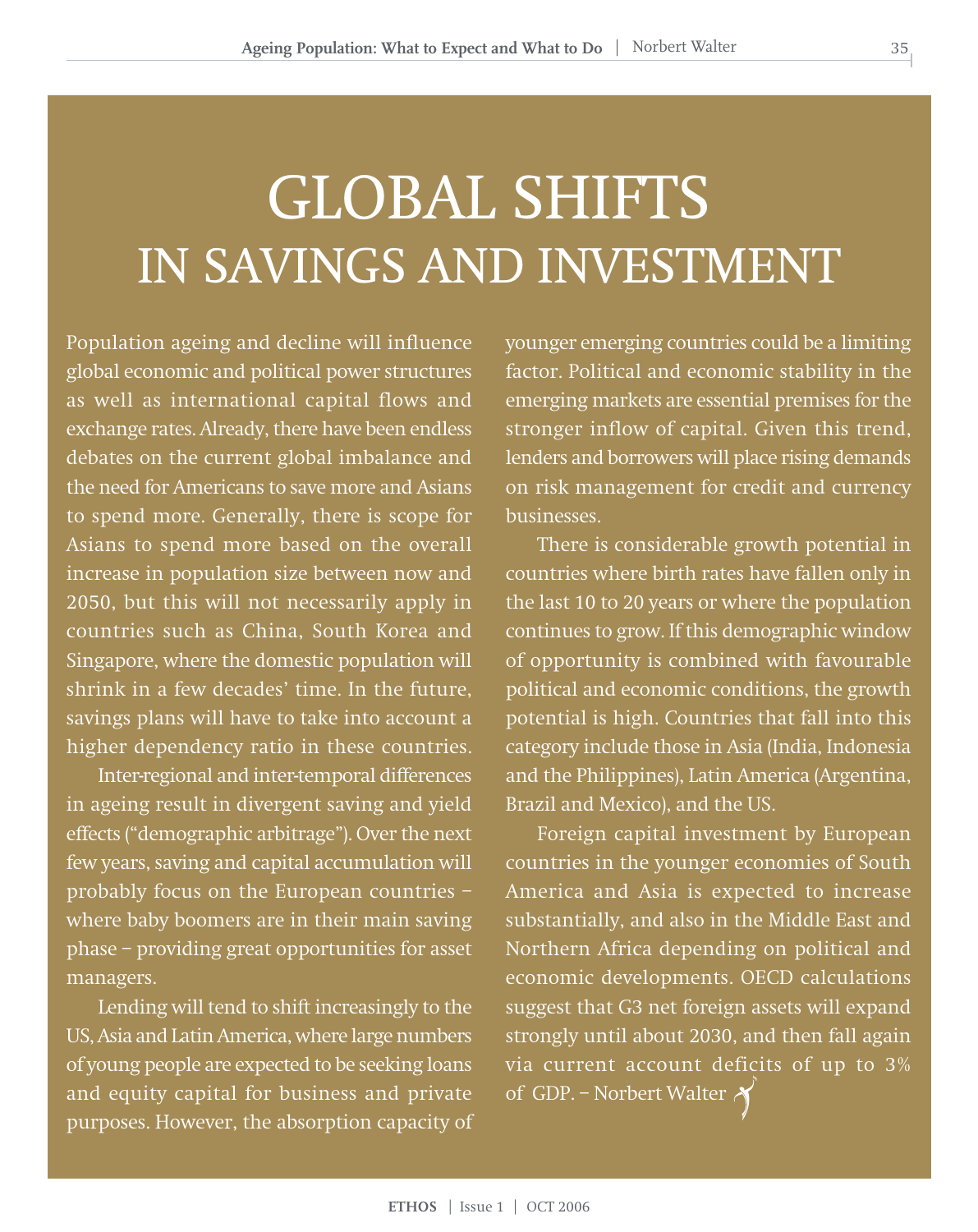# GLOBAL SHIFTS IN SAVINGS AND INVESTMENT

Population ageing and decline will influence global economic and political power structures as well as international capital flows and exchange rates. Already, there have been endless debates on the current global imbalance and the need for Americans to save more and Asians to spend more. Generally, there is scope for Asians to spend more based on the overall increase in population size between now and 2050, but this will not necessarily apply in countries such as China, South Korea and Singapore, where the domestic population will shrink in a few decades' time. In the future, savings plans will have to take into account a higher dependency ratio in these countries.

Inter-regional and inter-temporal differences in ageing result in divergent saving and yield effects ("demographic arbitrage"). Over the next few years, saving and capital accumulation will probably focus on the European countries – where baby boomers are in their main saving phase – providing great opportunities for asset managers.

Lending will tend to shift increasingly to the US, Asia and Latin America, where large numbers of young people are expected to be seeking loans and equity capital for business and private purposes. However, the absorption capacity of younger emerging countries could be a limiting factor. Political and economic stability in the emerging markets are essential premises for the stronger inflow of capital. Given this trend, lenders and borrowers will place rising demands on risk management for credit and currency businesses.

There is considerable growth potential in countries where birth rates have fallen only in the last 10 to 20 years or where the population continues to grow. If this demographic window of opportunity is combined with favourable political and economic conditions, the growth potential is high. Countries that fall into this category include those in Asia (India, Indonesia and the Philippines), Latin America (Argentina, Brazil and Mexico), and the US.

Foreign capital investment by European countries in the younger economies of South America and Asia is expected to increase substantially, and also in the Middle East and Northern Africa depending on political and economic developments. OECD calculations suggest that G3 net foreign assets will expand strongly until about 2030, and then fall again via current account deficits of up to 3% of GDP. – Norbert Walter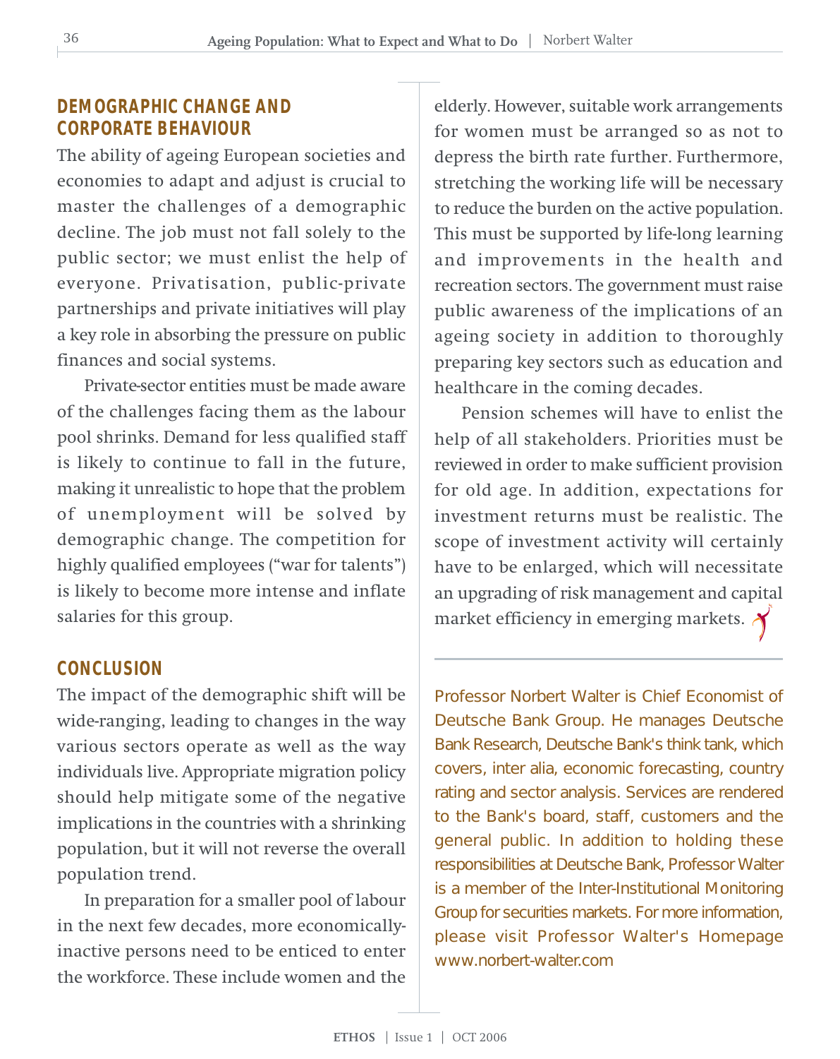## DEMOGRAPHIC CHANGE AND CORPORATE BEHAVIOUR

The ability of ageing European societies and economies to adapt and adjust is crucial to master the challenges of a demographic decline. The job must not fall solely to the public sector; we must enlist the help of everyone. Privatisation, public-private partnerships and private initiatives will play a key role in absorbing the pressure on public finances and social systems.

Private-sector entities must be made aware of the challenges facing them as the labour pool shrinks. Demand for less qualified staff is likely to continue to fall in the future, making it unrealistic to hope that the problem of unemployment will be solved by demographic change. The competition for highly qualified employees ("war for talents") is likely to become more intense and inflate salaries for this group.

## CONCLUSION

The impact of the demographic shift will be wide-ranging, leading to changes in the way various sectors operate as well as the way individuals live. Appropriate migration policy should help mitigate some of the negative implications in the countries with a shrinking population, but it will not reverse the overall population trend.

In preparation for a smaller pool of labour in the next few decades, more economically-inactive persons need to be enticed to enter the workforce. These include women and the elderly. However, suitable work arrangements for women must be arranged so as not to depress the birth rate further. Furthermore, stretching the working life will be necessary to reduce the burden on the active population. This must be supported by life-long learning and improvements in the health and recreation sectors. The government must raise public awareness of the implications of an ageing society in addition to thoroughly preparing key sectors such as education and healthcare in the coming decades.

Pension schemes will have to enlist the help of all stakeholders. Priorities must be reviewed in order to make sufficient provision for old age. In addition, expectations for investment returns must be realistic. The scope of investment activity will certainly have to be enlarged, which will necessitate an upgrading of risk management and capital market efficiency in emerging markets.

---

Professor Norbert Walter is Chief Economist of Deutsche Bank Group. He manages Deutsche Bank Research, Deutsche Bank's think tank, which covers, inter alia, economic forecasting, country rating and sector analysis. Services are rendered to the Bank's board, staff, customers and the general public. In addition to holding these responsibilities at Deutsche Bank, Professor Walter is a member of the Inter-Institutional Monitoring Group for securities markets. For more information, please visit Professor Walter's Homepage www.norbert-walter.com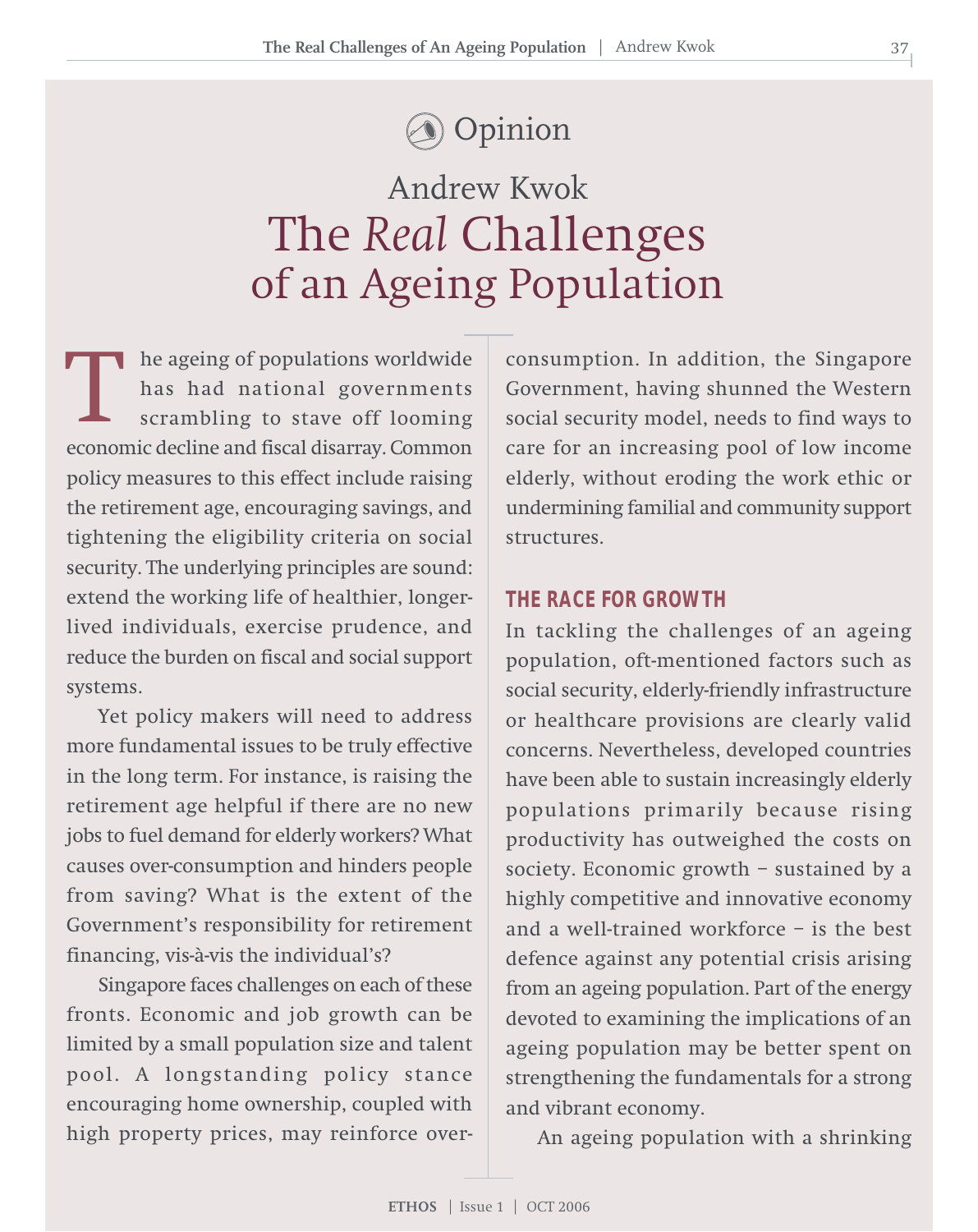Opinion

Andrew Kwok

# The *Real* Challenges of an Ageing Population

The ageing of populations worldwide has had national governments scrambling to stave off looming economic decline and fiscal disarray. Common policy measures to this effect include raising the retirement age, encouraging savings, and tightening the eligibility criteria on social security. The underlying principles are sound: extend the working life of healthier, longer-lived individuals, exercise prudence, and reduce the burden on fiscal and social support systems.

Yet policy makers will need to address more fundamental issues to be truly effective in the long term. For instance, is raising the retirement age helpful if there are no new jobs to fuel demand for elderly workers? What causes over-consumption and hinders people from saving? What is the extent of the Government's responsibility for retirement financing, vis-à-vis the individual's?

Singapore faces challenges on each of these fronts. Economic and job growth can be limited by a small population size and talent pool. A longstanding policy stance encouraging home ownership, coupled with high property prices, may reinforce over-consumption. In addition, the Singapore Government, having shunned the Western social security model, needs to find ways to care for an increasing pool of low income elderly, without eroding the work ethic or undermining familial and community support structures.

## THE RACE FOR GROWTH

In tackling the challenges of an ageing population, oft-mentioned factors such as social security, elderly-friendly infrastructure or healthcare provisions are clearly valid concerns. Nevertheless, developed countries have been able to sustain increasingly elderly populations primarily because rising productivity has outweighed the costs on society. Economic growth – sustained by a highly competitive and innovative economy and a well-trained workforce – is the best defence against any potential crisis arising from an ageing population. Part of the energy devoted to examining the implications of an ageing population may be better spent on strengthening the fundamentals for a strong and vibrant economy.

An ageing population with a shrinking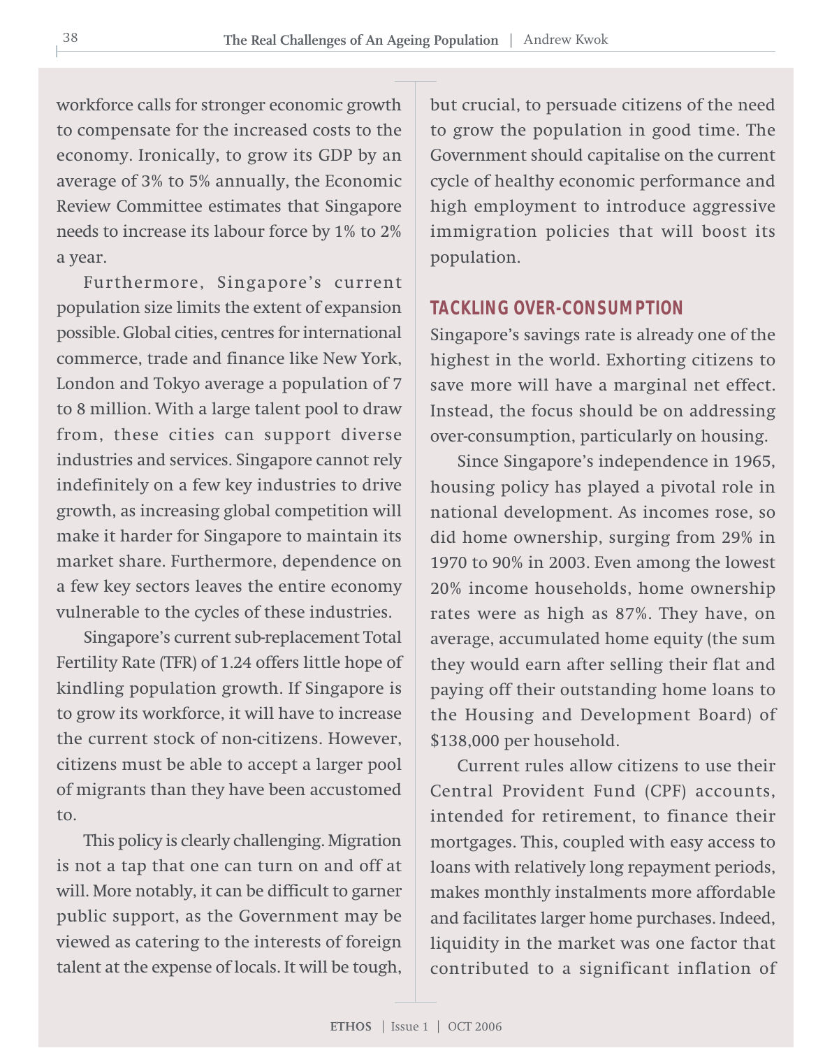workforce calls for stronger economic growth to compensate for the increased costs to the economy. Ironically, to grow its GDP by an average of 3% to 5% annually, the Economic Review Committee estimates that Singapore needs to increase its labour force by 1% to 2% a year.

Furthermore, Singapore's current population size limits the extent of expansion possible. Global cities, centres for international commerce, trade and finance like New York, London and Tokyo average a population of 7 to 8 million. With a large talent pool to draw from, these cities can support diverse industries and services. Singapore cannot rely indefinitely on a few key industries to drive growth, as increasing global competition will make it harder for Singapore to maintain its market share. Furthermore, dependence on a few key sectors leaves the entire economy vulnerable to the cycles of these industries.

Singapore's current sub-replacement Total Fertility Rate (TFR) of 1.24 offers little hope of kindling population growth. If Singapore is to grow its workforce, it will have to increase the current stock of non-citizens. However, citizens must be able to accept a larger pool of migrants than they have been accustomed to.

This policy is clearly challenging. Migration is not a tap that one can turn on and off at will. More notably, it can be difficult to garner public support, as the Government may be viewed as catering to the interests of foreign talent at the expense of locals. It will be tough, but crucial, to persuade citizens of the need to grow the population in good time. The Government should capitalise on the current cycle of healthy economic performance and high employment to introduce aggressive immigration policies that will boost its population.

## TACKLING OVER-CONSUMPTION

Singapore's savings rate is already one of the highest in the world. Exhorting citizens to save more will have a marginal net effect. Instead, the focus should be on addressing over-consumption, particularly on housing.

Since Singapore's independence in 1965, housing policy has played a pivotal role in national development. As incomes rose, so did home ownership, surging from 29% in 1970 to 90% in 2003. Even among the lowest 20% income households, home ownership rates were as high as 87%. They have, on average, accumulated home equity (the sum they would earn after selling their flat and paying off their outstanding home loans to the Housing and Development Board) of $138,000 per household.

Current rules allow citizens to use their Central Provident Fund (CPF) accounts, intended for retirement, to finance their mortgages. This, coupled with easy access to loans with relatively long repayment periods, makes monthly instalments more affordable and facilitates larger home purchases. Indeed, liquidity in the market was one factor that contributed to a significant inflation of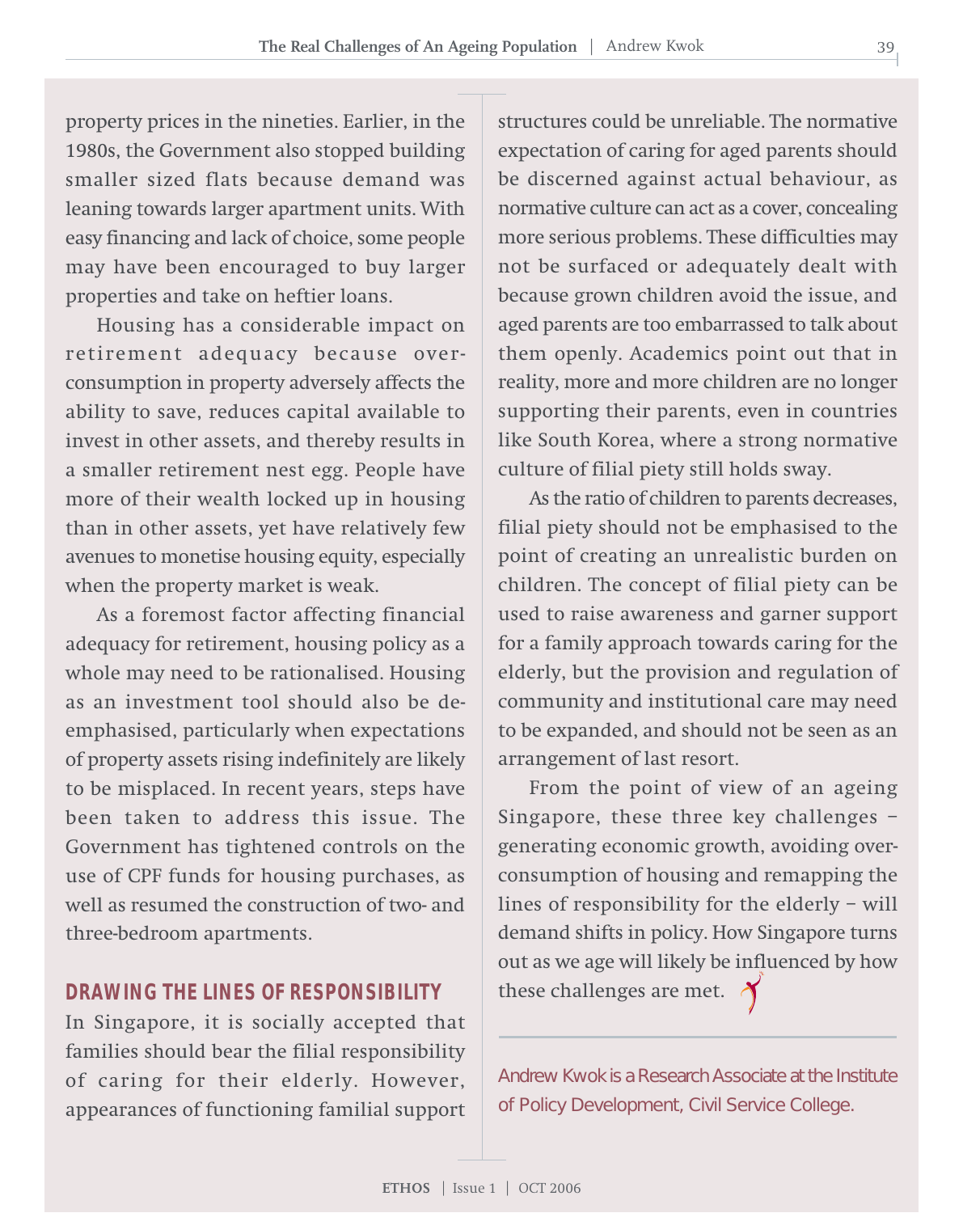property prices in the nineties. Earlier, in the 1980s, the Government also stopped building smaller sized flats because demand was leaning towards larger apartment units. With easy financing and lack of choice, some people may have been encouraged to buy larger properties and take on heftier loans.

Housing has a considerable impact on retirement adequacy because over-consumption in property adversely affects the ability to save, reduces capital available to invest in other assets, and thereby results in a smaller retirement nest egg. People have more of their wealth locked up in housing than in other assets, yet have relatively few avenues to monetise housing equity, especially when the property market is weak.

As a foremost factor affecting financial adequacy for retirement, housing policy as a whole may need to be rationalised. Housing as an investment tool should also be de-emphasised, particularly when expectations of property assets rising indefinitely are likely to be misplaced. In recent years, steps have been taken to address this issue. The Government has tightened controls on the use of CPF funds for housing purchases, as well as resumed the construction of two- and three-bedroom apartments.

## DRAWING THE LINES OF RESPONSIBILITY

In Singapore, it is socially accepted that families should bear the filial responsibility of caring for their elderly. However, appearances of functioning familial support structures could be unreliable. The normative expectation of caring for aged parents should be discerned against actual behaviour, as normative culture can act as a cover, concealing more serious problems. These difficulties may not be surfaced or adequately dealt with because grown children avoid the issue, and aged parents are too embarrassed to talk about them openly. Academics point out that in reality, more and more children are no longer supporting their parents, even in countries like South Korea, where a strong normative culture of filial piety still holds sway.

As the ratio of children to parents decreases, filial piety should not be emphasised to the point of creating an unrealistic burden on children. The concept of filial piety can be used to raise awareness and garner support for a family approach towards caring for the elderly, but the provision and regulation of community and institutional care may need to be expanded, and should not be seen as an arrangement of last resort.

From the point of view of an ageing Singapore, these three key challenges – generating economic growth, avoiding over-consumption of housing and remapping the lines of responsibility for the elderly – will demand shifts in policy. How Singapore turns out as we age will likely be influenced by how these challenges are met.

Andrew Kwok is a Research Associate at the Institute of Policy Development, Civil Service College.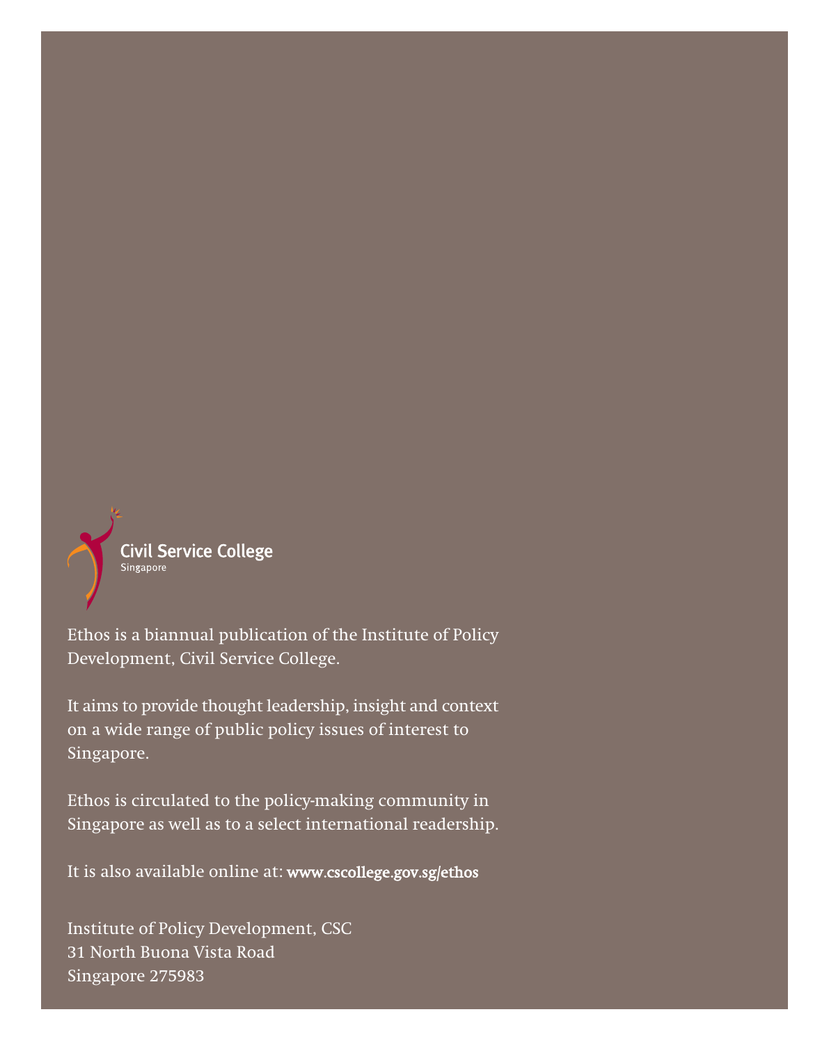Civil Service College

Singapore

Ethos is a biannual publication of the Institute of Policy Development, Civil Service College.

It aims to provide thought leadership, insight and context on a wide range of public policy issues of interest to Singapore.

Ethos is circulated to the policy-making community in Singapore as well as to a select international readership.

It is also available online at: www.cscollege.gov.sg/ethos

Institute of Policy Development, CSC
31 North Buona Vista Road
Singapore 275983